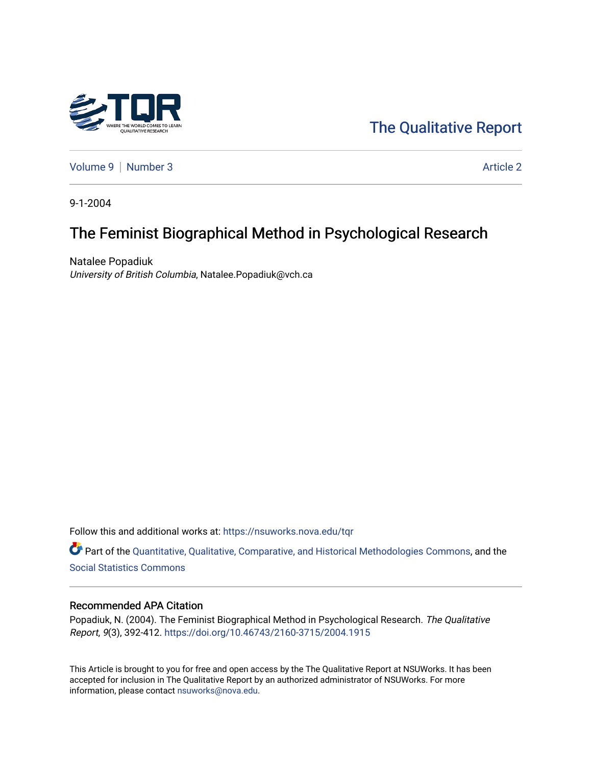The Qualitative Report

Volume 9 | Number 3 — Article 2

9-1-2004

# The Feminist Biographical Method in Psychological Research

Natalee Popadiuk
*University of British Columbia*, Natalee.Popadiuk@vch.ca

Follow this and additional works at: https://nsuworks.nova.edu/tqr

Part of the Quantitative, Qualitative, Comparative, and Historical Methodologies Commons, and the Social Statistics Commons

## Recommended APA Citation

Popadiuk, N. (2004). The Feminist Biographical Method in Psychological Research. *The Qualitative Report*, *9*(3), 392-412. https://doi.org/10.46743/2160-3715/2004.1915

This Article is brought to you for free and open access by the The Qualitative Report at NSUWorks. It has been accepted for inclusion in The Qualitative Report by an authorized administrator of NSUWorks. For more information, please contact nsuworks@nova.edu.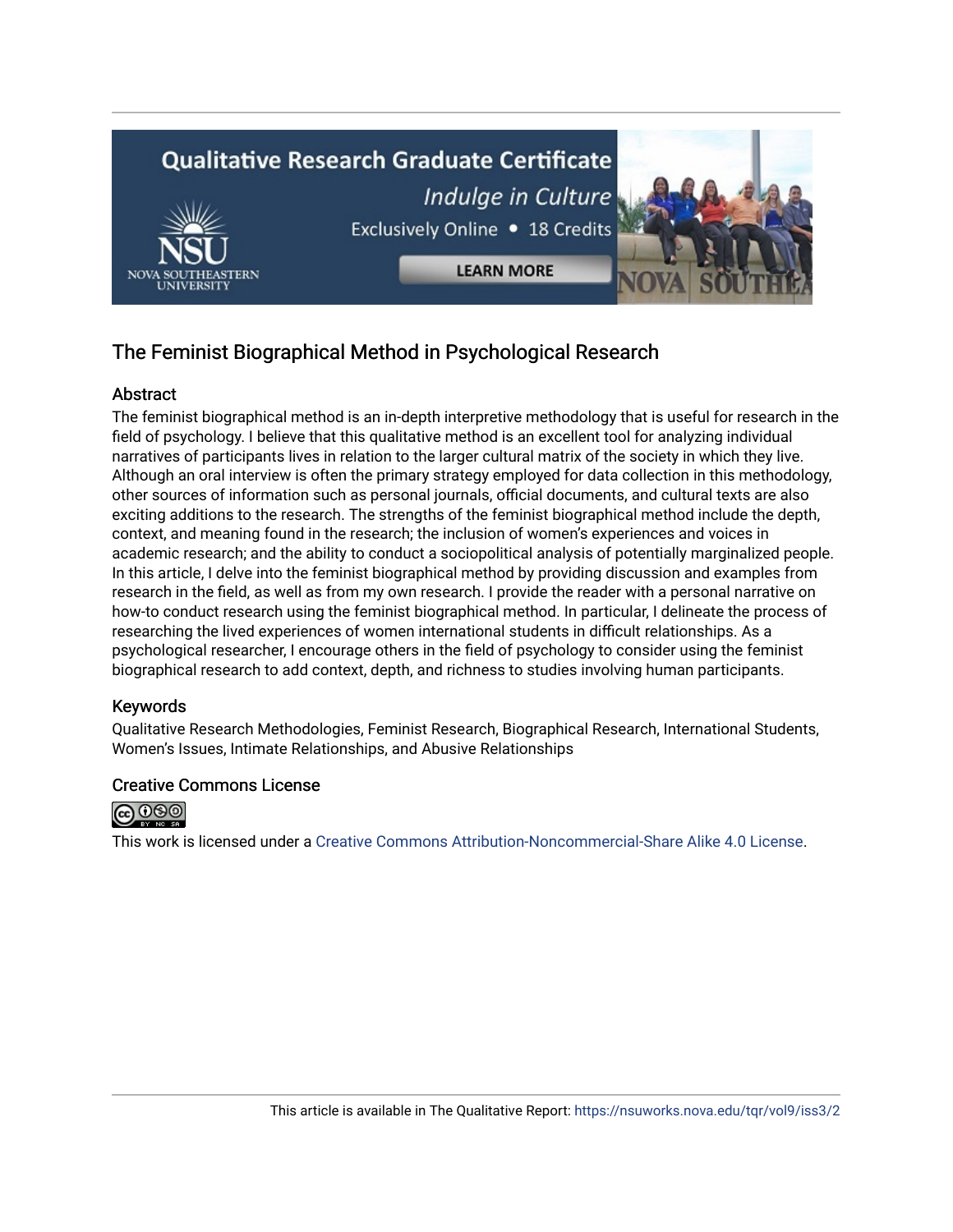## The Feminist Biographical Method in Psychological Research

### Abstract

The feminist biographical method is an in-depth interpretive methodology that is useful for research in the field of psychology. I believe that this qualitative method is an excellent tool for analyzing individual narratives of participants lives in relation to the larger cultural matrix of the society in which they live. Although an oral interview is often the primary strategy employed for data collection in this methodology, other sources of information such as personal journals, official documents, and cultural texts are also exciting additions to the research. The strengths of the feminist biographical method include the depth, context, and meaning found in the research; the inclusion of women's experiences and voices in academic research; and the ability to conduct a sociopolitical analysis of potentially marginalized people. In this article, I delve into the feminist biographical method by providing discussion and examples from research in the field, as well as from my own research. I provide the reader with a personal narrative on how-to conduct research using the feminist biographical method. In particular, I delineate the process of researching the lived experiences of women international students in difficult relationships. As a psychological researcher, I encourage others in the field of psychology to consider using the feminist biographical research to add context, depth, and richness to studies involving human participants.

### Keywords

Qualitative Research Methodologies, Feminist Research, Biographical Research, International Students, Women's Issues, Intimate Relationships, and Abusive Relationships

### Creative Commons License

This work is licensed under a Creative Commons Attribution-Noncommercial-Share Alike 4.0 License.

This article is available in The Qualitative Report: https://nsuworks.nova.edu/tqr/vol9/iss3/2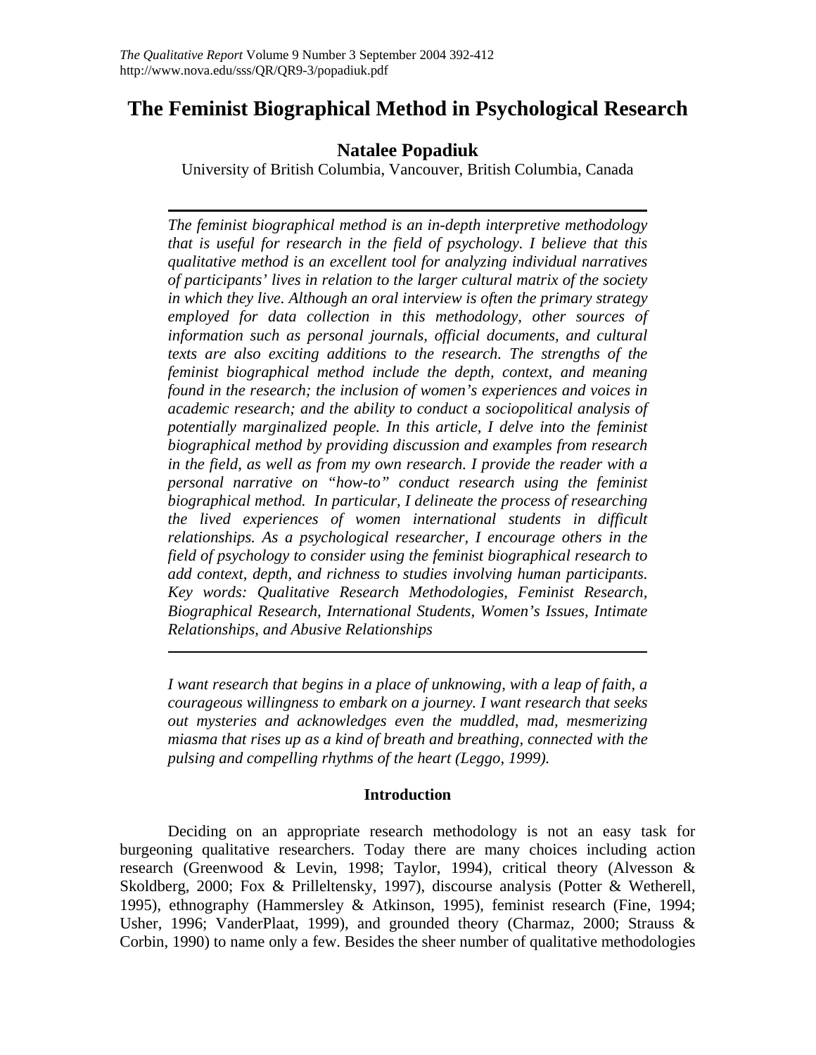# The Feminist Biographical Method in Psychological Research

## Natalee Popadiuk

University of British Columbia, Vancouver, British Columbia, Canada

---

*The feminist biographical method is an in-depth interpretive methodology that is useful for research in the field of psychology. I believe that this qualitative method is an excellent tool for analyzing individual narratives of participants' lives in relation to the larger cultural matrix of the society in which they live. Although an oral interview is often the primary strategy employed for data collection in this methodology, other sources of information such as personal journals, official documents, and cultural texts are also exciting additions to the research. The strengths of the feminist biographical method include the depth, context, and meaning found in the research; the inclusion of women's experiences and voices in academic research; and the ability to conduct a sociopolitical analysis of potentially marginalized people. In this article, I delve into the feminist biographical method by providing discussion and examples from research in the field, as well as from my own research. I provide the reader with a personal narrative on "how-to" conduct research using the feminist biographical method. In particular, I delineate the process of researching the lived experiences of women international students in difficult relationships. As a psychological researcher, I encourage others in the field of psychology to consider using the feminist biographical research to add context, depth, and richness to studies involving human participants. Key words: Qualitative Research Methodologies, Feminist Research, Biographical Research, International Students, Women's Issues, Intimate Relationships, and Abusive Relationships*

---

*I want research that begins in a place of unknowing, with a leap of faith, a courageous willingness to embark on a journey. I want research that seeks out mysteries and acknowledges even the muddled, mad, mesmerizing miasma that rises up as a kind of breath and breathing, connected with the pulsing and compelling rhythms of the heart (Leggo, 1999).*

### Introduction

Deciding on an appropriate research methodology is not an easy task for burgeoning qualitative researchers. Today there are many choices including action research (Greenwood & Levin, 1998; Taylor, 1994), critical theory (Alvesson & Skoldberg, 2000; Fox & Prilleltensky, 1997), discourse analysis (Potter & Wetherell, 1995), ethnography (Hammersley & Atkinson, 1995), feminist research (Fine, 1994; Usher, 1996; VanderPlaat, 1999), and grounded theory (Charmaz, 2000; Strauss & Corbin, 1990) to name only a few. Besides the sheer number of qualitative methodologies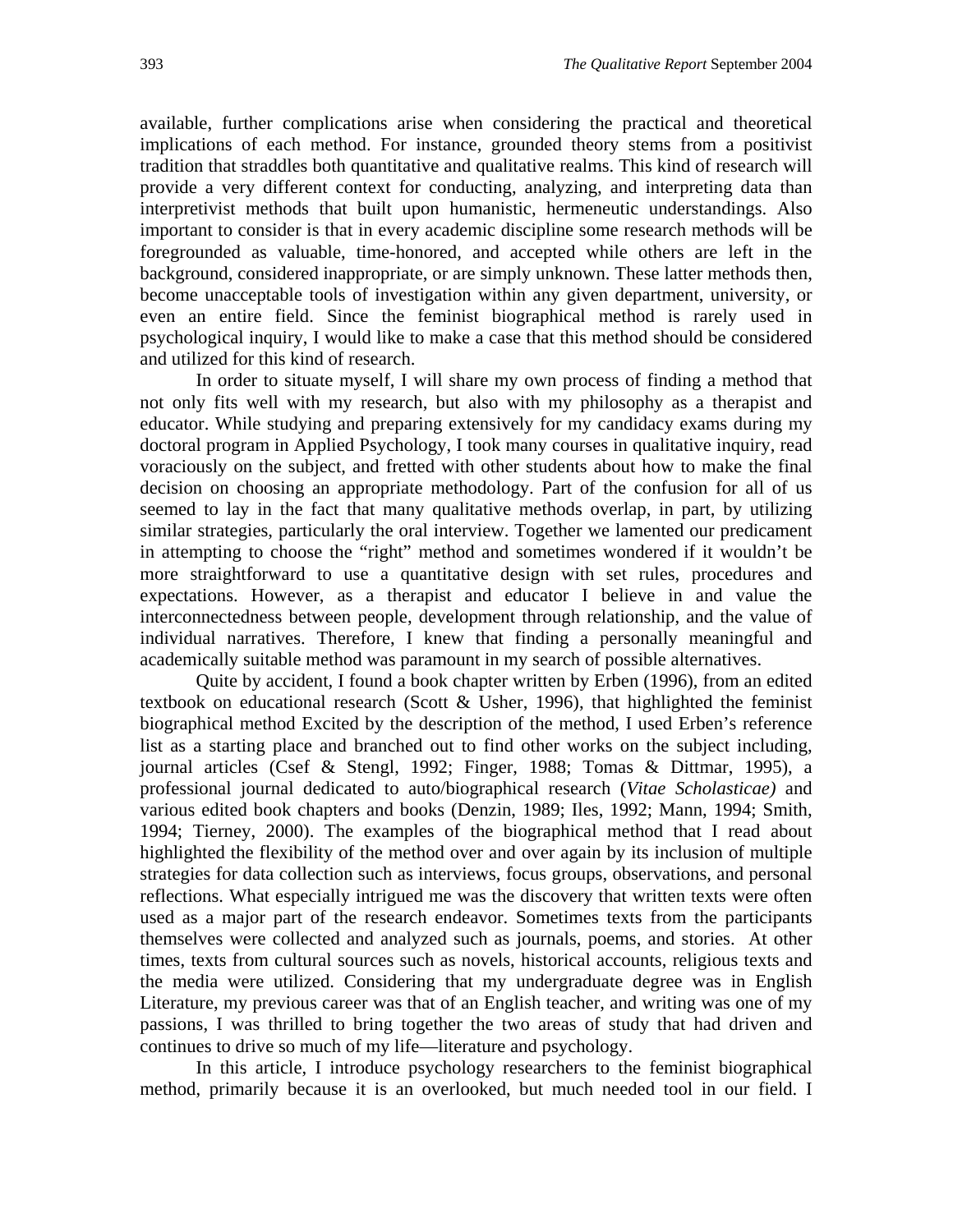available, further complications arise when considering the practical and theoretical implications of each method. For instance, grounded theory stems from a positivist tradition that straddles both quantitative and qualitative realms. This kind of research will provide a very different context for conducting, analyzing, and interpreting data than interpretivist methods that built upon humanistic, hermeneutic understandings. Also important to consider is that in every academic discipline some research methods will be foregrounded as valuable, time-honored, and accepted while others are left in the background, considered inappropriate, or are simply unknown. These latter methods then, become unacceptable tools of investigation within any given department, university, or even an entire field. Since the feminist biographical method is rarely used in psychological inquiry, I would like to make a case that this method should be considered and utilized for this kind of research.

In order to situate myself, I will share my own process of finding a method that not only fits well with my research, but also with my philosophy as a therapist and educator. While studying and preparing extensively for my candidacy exams during my doctoral program in Applied Psychology, I took many courses in qualitative inquiry, read voraciously on the subject, and fretted with other students about how to make the final decision on choosing an appropriate methodology. Part of the confusion for all of us seemed to lay in the fact that many qualitative methods overlap, in part, by utilizing similar strategies, particularly the oral interview. Together we lamented our predicament in attempting to choose the "right" method and sometimes wondered if it wouldn't be more straightforward to use a quantitative design with set rules, procedures and expectations. However, as a therapist and educator I believe in and value the interconnectedness between people, development through relationship, and the value of individual narratives. Therefore, I knew that finding a personally meaningful and academically suitable method was paramount in my search of possible alternatives.

Quite by accident, I found a book chapter written by Erben (1996), from an edited textbook on educational research (Scott & Usher, 1996), that highlighted the feminist biographical method Excited by the description of the method, I used Erben's reference list as a starting place and branched out to find other works on the subject including, journal articles (Csef & Stengl, 1992; Finger, 1988; Tomas & Dittmar, 1995), a professional journal dedicated to auto/biographical research (*Vitae Scholasticae)* and various edited book chapters and books (Denzin, 1989; Iles, 1992; Mann, 1994; Smith, 1994; Tierney, 2000). The examples of the biographical method that I read about highlighted the flexibility of the method over and over again by its inclusion of multiple strategies for data collection such as interviews, focus groups, observations, and personal reflections. What especially intrigued me was the discovery that written texts were often used as a major part of the research endeavor. Sometimes texts from the participants themselves were collected and analyzed such as journals, poems, and stories. At other times, texts from cultural sources such as novels, historical accounts, religious texts and the media were utilized. Considering that my undergraduate degree was in English Literature, my previous career was that of an English teacher, and writing was one of my passions, I was thrilled to bring together the two areas of study that had driven and continues to drive so much of my life—literature and psychology.

In this article, I introduce psychology researchers to the feminist biographical method, primarily because it is an overlooked, but much needed tool in our field. I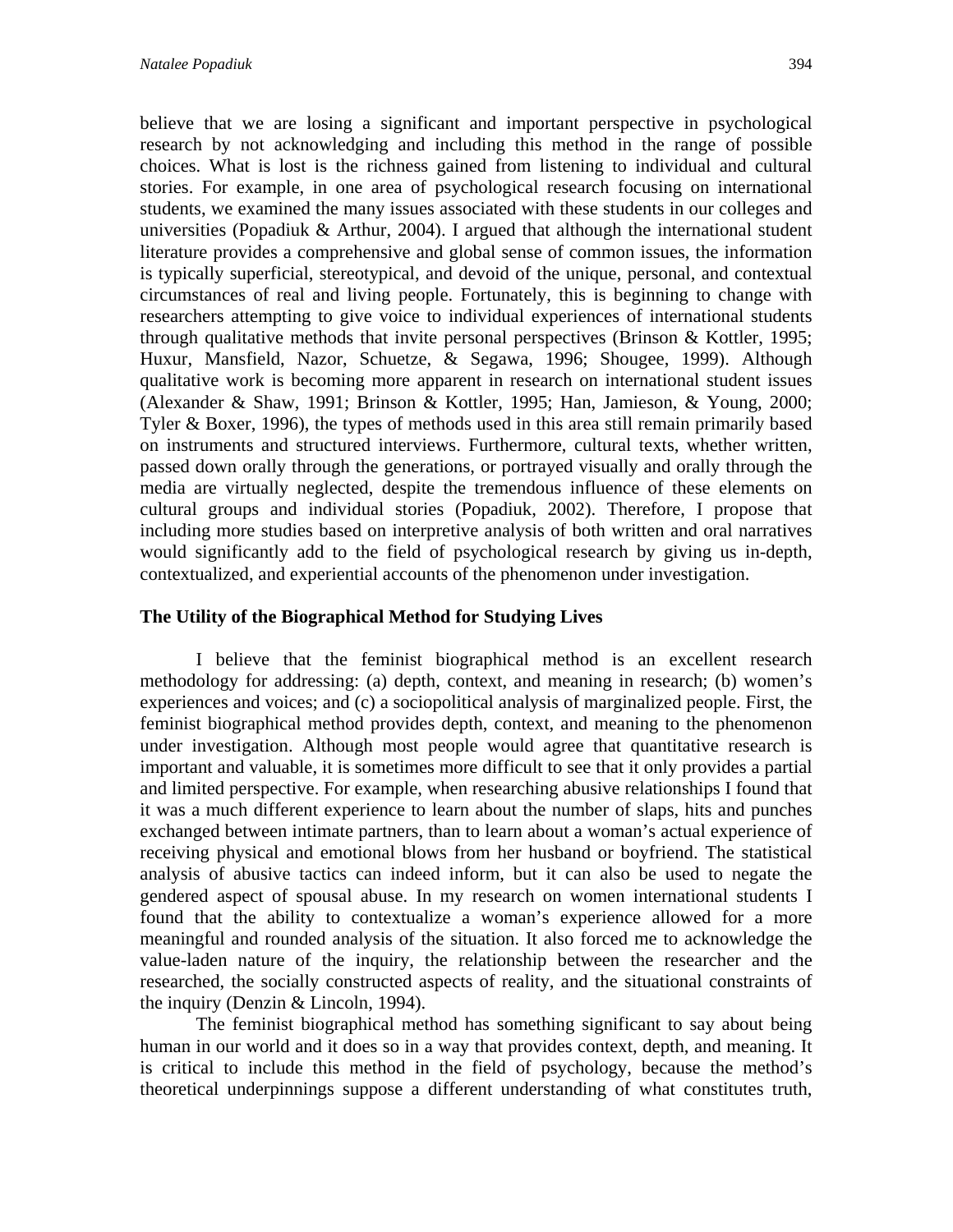believe that we are losing a significant and important perspective in psychological research by not acknowledging and including this method in the range of possible choices. What is lost is the richness gained from listening to individual and cultural stories. For example, in one area of psychological research focusing on international students, we examined the many issues associated with these students in our colleges and universities (Popadiuk & Arthur, 2004). I argued that although the international student literature provides a comprehensive and global sense of common issues, the information is typically superficial, stereotypical, and devoid of the unique, personal, and contextual circumstances of real and living people. Fortunately, this is beginning to change with researchers attempting to give voice to individual experiences of international students through qualitative methods that invite personal perspectives (Brinson & Kottler, 1995; Huxur, Mansfield, Nazor, Schuetze, & Segawa, 1996; Shougee, 1999). Although qualitative work is becoming more apparent in research on international student issues (Alexander & Shaw, 1991; Brinson & Kottler, 1995; Han, Jamieson, & Young, 2000; Tyler & Boxer, 1996), the types of methods used in this area still remain primarily based on instruments and structured interviews. Furthermore, cultural texts, whether written, passed down orally through the generations, or portrayed visually and orally through the media are virtually neglected, despite the tremendous influence of these elements on cultural groups and individual stories (Popadiuk, 2002). Therefore, I propose that including more studies based on interpretive analysis of both written and oral narratives would significantly add to the field of psychological research by giving us in-depth, contextualized, and experiential accounts of the phenomenon under investigation.

### The Utility of the Biographical Method for Studying Lives

I believe that the feminist biographical method is an excellent research methodology for addressing: (a) depth, context, and meaning in research; (b) women's experiences and voices; and (c) a sociopolitical analysis of marginalized people. First, the feminist biographical method provides depth, context, and meaning to the phenomenon under investigation. Although most people would agree that quantitative research is important and valuable, it is sometimes more difficult to see that it only provides a partial and limited perspective. For example, when researching abusive relationships I found that it was a much different experience to learn about the number of slaps, hits and punches exchanged between intimate partners, than to learn about a woman's actual experience of receiving physical and emotional blows from her husband or boyfriend. The statistical analysis of abusive tactics can indeed inform, but it can also be used to negate the gendered aspect of spousal abuse. In my research on women international students I found that the ability to contextualize a woman's experience allowed for a more meaningful and rounded analysis of the situation. It also forced me to acknowledge the value-laden nature of the inquiry, the relationship between the researcher and the researched, the socially constructed aspects of reality, and the situational constraints of the inquiry (Denzin & Lincoln, 1994).

The feminist biographical method has something significant to say about being human in our world and it does so in a way that provides context, depth, and meaning. It is critical to include this method in the field of psychology, because the method's theoretical underpinnings suppose a different understanding of what constitutes truth,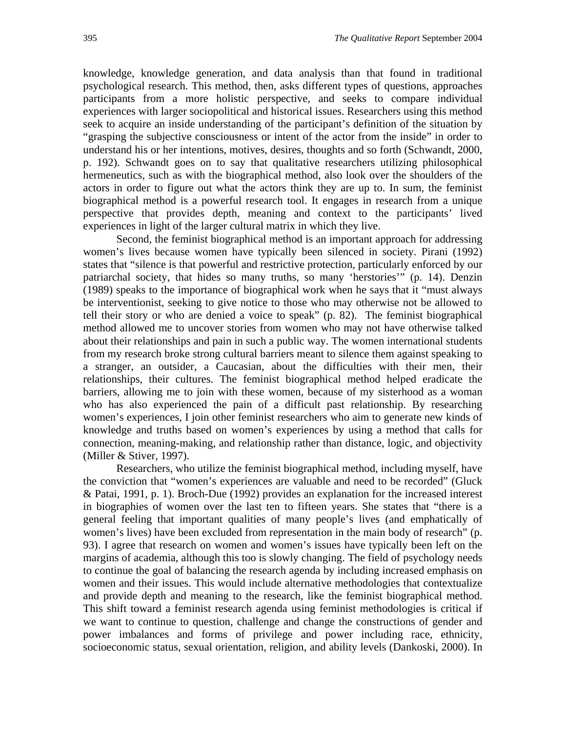knowledge, knowledge generation, and data analysis than that found in traditional psychological research. This method, then, asks different types of questions, approaches participants from a more holistic perspective, and seeks to compare individual experiences with larger sociopolitical and historical issues. Researchers using this method seek to acquire an inside understanding of the participant's definition of the situation by "grasping the subjective consciousness or intent of the actor from the inside" in order to understand his or her intentions, motives, desires, thoughts and so forth (Schwandt, 2000, p. 192). Schwandt goes on to say that qualitative researchers utilizing philosophical hermeneutics, such as with the biographical method, also look over the shoulders of the actors in order to figure out what the actors think they are up to. In sum, the feminist biographical method is a powerful research tool. It engages in research from a unique perspective that provides depth, meaning and context to the participants' lived experiences in light of the larger cultural matrix in which they live.

Second, the feminist biographical method is an important approach for addressing women's lives because women have typically been silenced in society. Pirani (1992) states that "silence is that powerful and restrictive protection, particularly enforced by our patriarchal society, that hides so many truths, so many 'herstories'" (p. 14). Denzin (1989) speaks to the importance of biographical work when he says that it "must always be interventionist, seeking to give notice to those who may otherwise not be allowed to tell their story or who are denied a voice to speak" (p. 82). The feminist biographical method allowed me to uncover stories from women who may not have otherwise talked about their relationships and pain in such a public way. The women international students from my research broke strong cultural barriers meant to silence them against speaking to a stranger, an outsider, a Caucasian, about the difficulties with their men, their relationships, their cultures. The feminist biographical method helped eradicate the barriers, allowing me to join with these women, because of my sisterhood as a woman who has also experienced the pain of a difficult past relationship. By researching women's experiences, I join other feminist researchers who aim to generate new kinds of knowledge and truths based on women's experiences by using a method that calls for connection, meaning-making, and relationship rather than distance, logic, and objectivity (Miller & Stiver, 1997).

Researchers, who utilize the feminist biographical method, including myself, have the conviction that "women's experiences are valuable and need to be recorded" (Gluck & Patai, 1991, p. 1). Broch-Due (1992) provides an explanation for the increased interest in biographies of women over the last ten to fifteen years. She states that "there is a general feeling that important qualities of many people's lives (and emphatically of women's lives) have been excluded from representation in the main body of research" (p. 93). I agree that research on women and women's issues have typically been left on the margins of academia, although this too is slowly changing. The field of psychology needs to continue the goal of balancing the research agenda by including increased emphasis on women and their issues. This would include alternative methodologies that contextualize and provide depth and meaning to the research, like the feminist biographical method. This shift toward a feminist research agenda using feminist methodologies is critical if we want to continue to question, challenge and change the constructions of gender and power imbalances and forms of privilege and power including race, ethnicity, socioeconomic status, sexual orientation, religion, and ability levels (Dankoski, 2000). In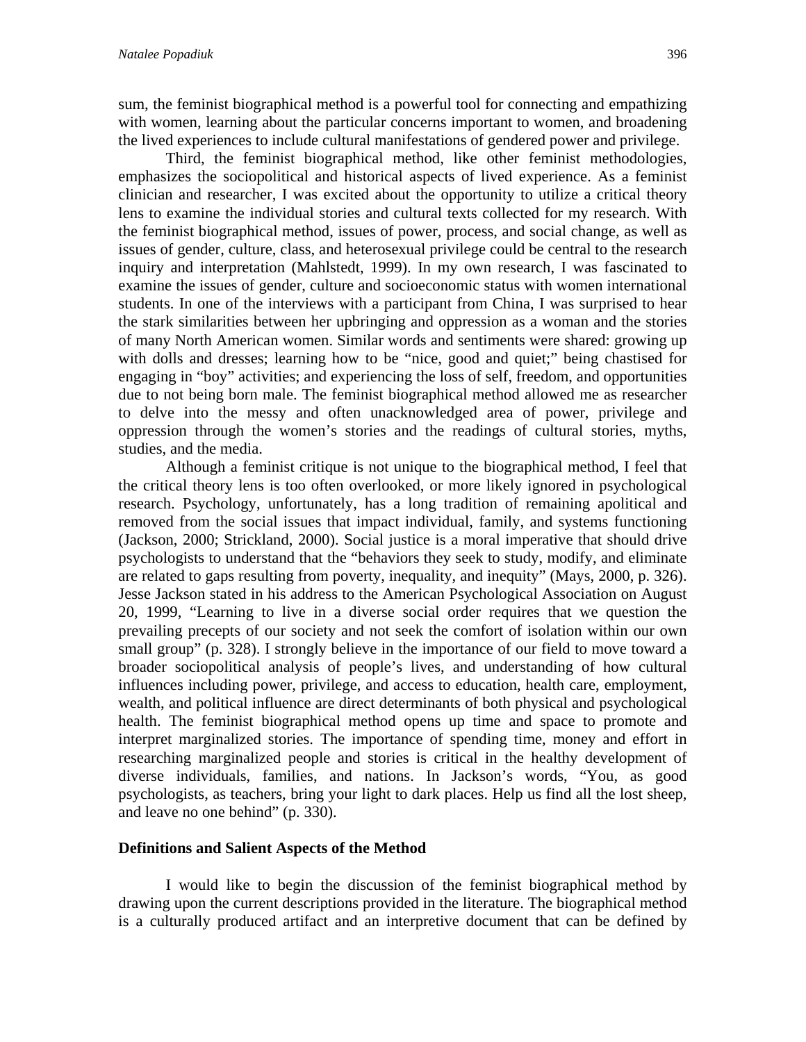sum, the feminist biographical method is a powerful tool for connecting and empathizing with women, learning about the particular concerns important to women, and broadening the lived experiences to include cultural manifestations of gendered power and privilege.

Third, the feminist biographical method, like other feminist methodologies, emphasizes the sociopolitical and historical aspects of lived experience. As a feminist clinician and researcher, I was excited about the opportunity to utilize a critical theory lens to examine the individual stories and cultural texts collected for my research. With the feminist biographical method, issues of power, process, and social change, as well as issues of gender, culture, class, and heterosexual privilege could be central to the research inquiry and interpretation (Mahlstedt, 1999). In my own research, I was fascinated to examine the issues of gender, culture and socioeconomic status with women international students. In one of the interviews with a participant from China, I was surprised to hear the stark similarities between her upbringing and oppression as a woman and the stories of many North American women. Similar words and sentiments were shared: growing up with dolls and dresses; learning how to be "nice, good and quiet;" being chastised for engaging in "boy" activities; and experiencing the loss of self, freedom, and opportunities due to not being born male. The feminist biographical method allowed me as researcher to delve into the messy and often unacknowledged area of power, privilege and oppression through the women's stories and the readings of cultural stories, myths, studies, and the media.

Although a feminist critique is not unique to the biographical method, I feel that the critical theory lens is too often overlooked, or more likely ignored in psychological research. Psychology, unfortunately, has a long tradition of remaining apolitical and removed from the social issues that impact individual, family, and systems functioning (Jackson, 2000; Strickland, 2000). Social justice is a moral imperative that should drive psychologists to understand that the "behaviors they seek to study, modify, and eliminate are related to gaps resulting from poverty, inequality, and inequity" (Mays, 2000, p. 326). Jesse Jackson stated in his address to the American Psychological Association on August 20, 1999, "Learning to live in a diverse social order requires that we question the prevailing precepts of our society and not seek the comfort of isolation within our own small group" (p. 328). I strongly believe in the importance of our field to move toward a broader sociopolitical analysis of people's lives, and understanding of how cultural influences including power, privilege, and access to education, health care, employment, wealth, and political influence are direct determinants of both physical and psychological health. The feminist biographical method opens up time and space to promote and interpret marginalized stories. The importance of spending time, money and effort in researching marginalized people and stories is critical in the healthy development of diverse individuals, families, and nations. In Jackson's words, "You, as good psychologists, as teachers, bring your light to dark places. Help us find all the lost sheep, and leave no one behind" (p. 330).

## Definitions and Salient Aspects of the Method

I would like to begin the discussion of the feminist biographical method by drawing upon the current descriptions provided in the literature. The biographical method is a culturally produced artifact and an interpretive document that can be defined by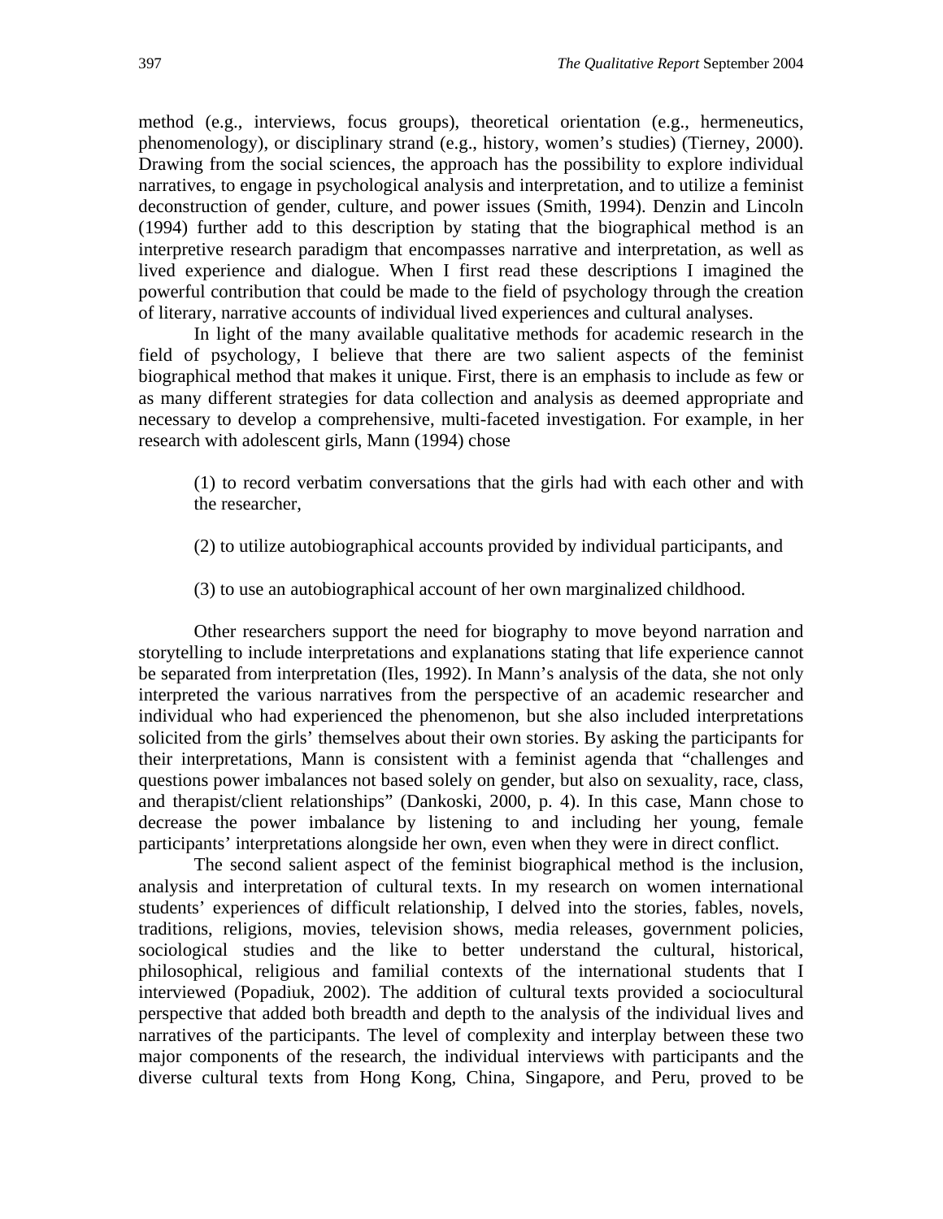method (e.g., interviews, focus groups), theoretical orientation (e.g., hermeneutics, phenomenology), or disciplinary strand (e.g., history, women's studies) (Tierney, 2000). Drawing from the social sciences, the approach has the possibility to explore individual narratives, to engage in psychological analysis and interpretation, and to utilize a feminist deconstruction of gender, culture, and power issues (Smith, 1994). Denzin and Lincoln (1994) further add to this description by stating that the biographical method is an interpretive research paradigm that encompasses narrative and interpretation, as well as lived experience and dialogue. When I first read these descriptions I imagined the powerful contribution that could be made to the field of psychology through the creation of literary, narrative accounts of individual lived experiences and cultural analyses.

In light of the many available qualitative methods for academic research in the field of psychology, I believe that there are two salient aspects of the feminist biographical method that makes it unique. First, there is an emphasis to include as few or as many different strategies for data collection and analysis as deemed appropriate and necessary to develop a comprehensive, multi-faceted investigation. For example, in her research with adolescent girls, Mann (1994) chose

> (1) to record verbatim conversations that the girls had with each other and with the researcher,
>
> (2) to utilize autobiographical accounts provided by individual participants, and
>
> (3) to use an autobiographical account of her own marginalized childhood.

Other researchers support the need for biography to move beyond narration and storytelling to include interpretations and explanations stating that life experience cannot be separated from interpretation (Iles, 1992). In Mann's analysis of the data, she not only interpreted the various narratives from the perspective of an academic researcher and individual who had experienced the phenomenon, but she also included interpretations solicited from the girls' themselves about their own stories. By asking the participants for their interpretations, Mann is consistent with a feminist agenda that "challenges and questions power imbalances not based solely on gender, but also on sexuality, race, class, and therapist/client relationships" (Dankoski, 2000, p. 4). In this case, Mann chose to decrease the power imbalance by listening to and including her young, female participants' interpretations alongside her own, even when they were in direct conflict.

The second salient aspect of the feminist biographical method is the inclusion, analysis and interpretation of cultural texts. In my research on women international students' experiences of difficult relationship, I delved into the stories, fables, novels, traditions, religions, movies, television shows, media releases, government policies, sociological studies and the like to better understand the cultural, historical, philosophical, religious and familial contexts of the international students that I interviewed (Popadiuk, 2002). The addition of cultural texts provided a sociocultural perspective that added both breadth and depth to the analysis of the individual lives and narratives of the participants. The level of complexity and interplay between these two major components of the research, the individual interviews with participants and the diverse cultural texts from Hong Kong, China, Singapore, and Peru, proved to be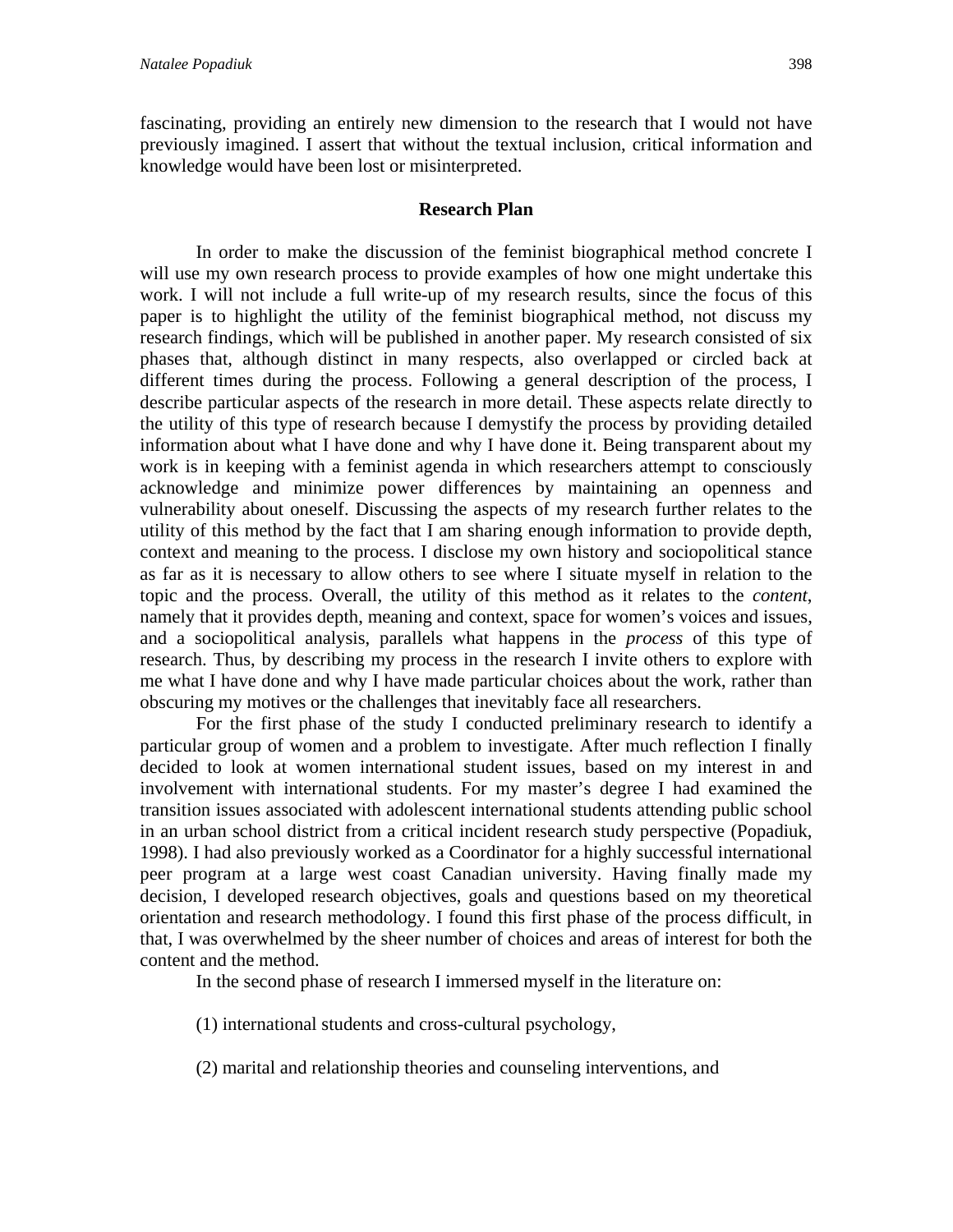fascinating, providing an entirely new dimension to the research that I would not have previously imagined. I assert that without the textual inclusion, critical information and knowledge would have been lost or misinterpreted.

## Research Plan

In order to make the discussion of the feminist biographical method concrete I will use my own research process to provide examples of how one might undertake this work. I will not include a full write-up of my research results, since the focus of this paper is to highlight the utility of the feminist biographical method, not discuss my research findings, which will be published in another paper. My research consisted of six phases that, although distinct in many respects, also overlapped or circled back at different times during the process. Following a general description of the process, I describe particular aspects of the research in more detail. These aspects relate directly to the utility of this type of research because I demystify the process by providing detailed information about what I have done and why I have done it. Being transparent about my work is in keeping with a feminist agenda in which researchers attempt to consciously acknowledge and minimize power differences by maintaining an openness and vulnerability about oneself. Discussing the aspects of my research further relates to the utility of this method by the fact that I am sharing enough information to provide depth, context and meaning to the process. I disclose my own history and sociopolitical stance as far as it is necessary to allow others to see where I situate myself in relation to the topic and the process. Overall, the utility of this method as it relates to the *content*, namely that it provides depth, meaning and context, space for women's voices and issues, and a sociopolitical analysis, parallels what happens in the *process* of this type of research. Thus, by describing my process in the research I invite others to explore with me what I have done and why I have made particular choices about the work, rather than obscuring my motives or the challenges that inevitably face all researchers.

For the first phase of the study I conducted preliminary research to identify a particular group of women and a problem to investigate. After much reflection I finally decided to look at women international student issues, based on my interest in and involvement with international students. For my master's degree I had examined the transition issues associated with adolescent international students attending public school in an urban school district from a critical incident research study perspective (Popadiuk, 1998). I had also previously worked as a Coordinator for a highly successful international peer program at a large west coast Canadian university. Having finally made my decision, I developed research objectives, goals and questions based on my theoretical orientation and research methodology. I found this first phase of the process difficult, in that, I was overwhelmed by the sheer number of choices and areas of interest for both the content and the method.

In the second phase of research I immersed myself in the literature on:

(1) international students and cross-cultural psychology,

(2) marital and relationship theories and counseling interventions, and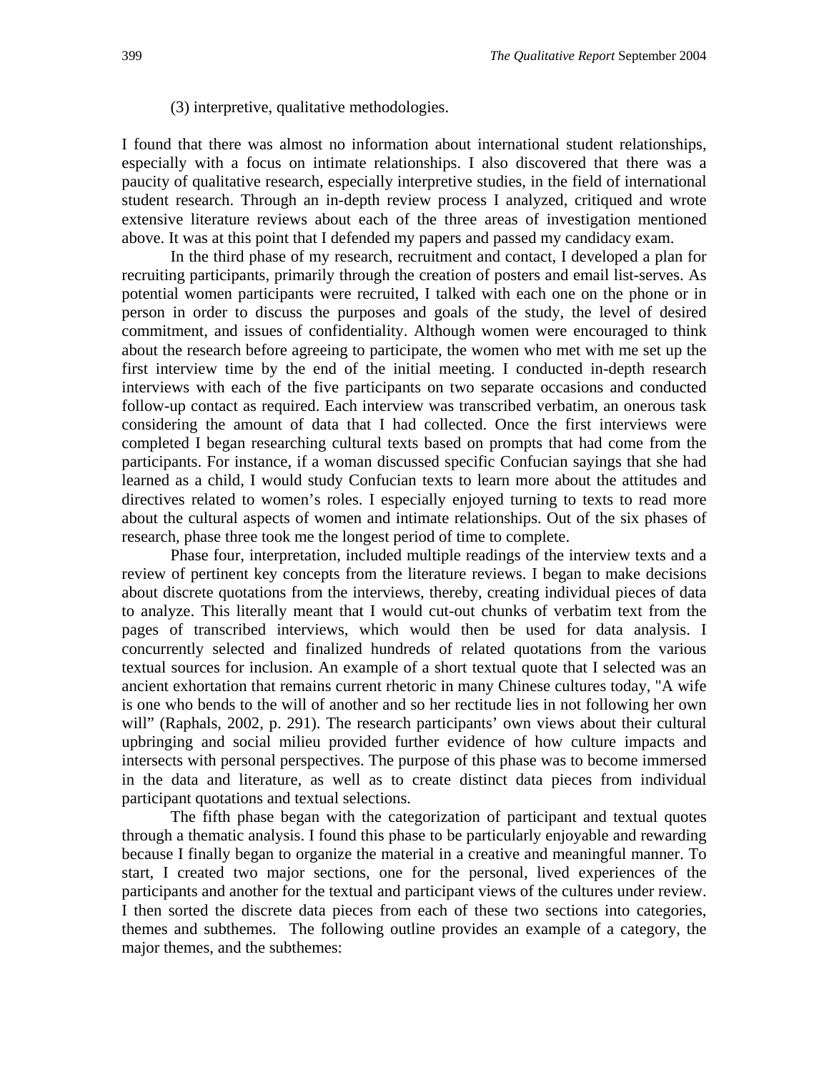(3) interpretive, qualitative methodologies.

I found that there was almost no information about international student relationships, especially with a focus on intimate relationships. I also discovered that there was a paucity of qualitative research, especially interpretive studies, in the field of international student research. Through an in-depth review process I analyzed, critiqued and wrote extensive literature reviews about each of the three areas of investigation mentioned above. It was at this point that I defended my papers and passed my candidacy exam.

In the third phase of my research, recruitment and contact, I developed a plan for recruiting participants, primarily through the creation of posters and email list-serves. As potential women participants were recruited, I talked with each one on the phone or in person in order to discuss the purposes and goals of the study, the level of desired commitment, and issues of confidentiality. Although women were encouraged to think about the research before agreeing to participate, the women who met with me set up the first interview time by the end of the initial meeting. I conducted in-depth research interviews with each of the five participants on two separate occasions and conducted follow-up contact as required. Each interview was transcribed verbatim, an onerous task considering the amount of data that I had collected. Once the first interviews were completed I began researching cultural texts based on prompts that had come from the participants. For instance, if a woman discussed specific Confucian sayings that she had learned as a child, I would study Confucian texts to learn more about the attitudes and directives related to women's roles. I especially enjoyed turning to texts to read more about the cultural aspects of women and intimate relationships. Out of the six phases of research, phase three took me the longest period of time to complete.

Phase four, interpretation, included multiple readings of the interview texts and a review of pertinent key concepts from the literature reviews. I began to make decisions about discrete quotations from the interviews, thereby, creating individual pieces of data to analyze. This literally meant that I would cut-out chunks of verbatim text from the pages of transcribed interviews, which would then be used for data analysis. I concurrently selected and finalized hundreds of related quotations from the various textual sources for inclusion. An example of a short textual quote that I selected was an ancient exhortation that remains current rhetoric in many Chinese cultures today, "A wife is one who bends to the will of another and so her rectitude lies in not following her own will" (Raphals, 2002, p. 291). The research participants' own views about their cultural upbringing and social milieu provided further evidence of how culture impacts and intersects with personal perspectives. The purpose of this phase was to become immersed in the data and literature, as well as to create distinct data pieces from individual participant quotations and textual selections.

The fifth phase began with the categorization of participant and textual quotes through a thematic analysis. I found this phase to be particularly enjoyable and rewarding because I finally began to organize the material in a creative and meaningful manner. To start, I created two major sections, one for the personal, lived experiences of the participants and another for the textual and participant views of the cultures under review. I then sorted the discrete data pieces from each of these two sections into categories, themes and subthemes. The following outline provides an example of a category, the major themes, and the subthemes: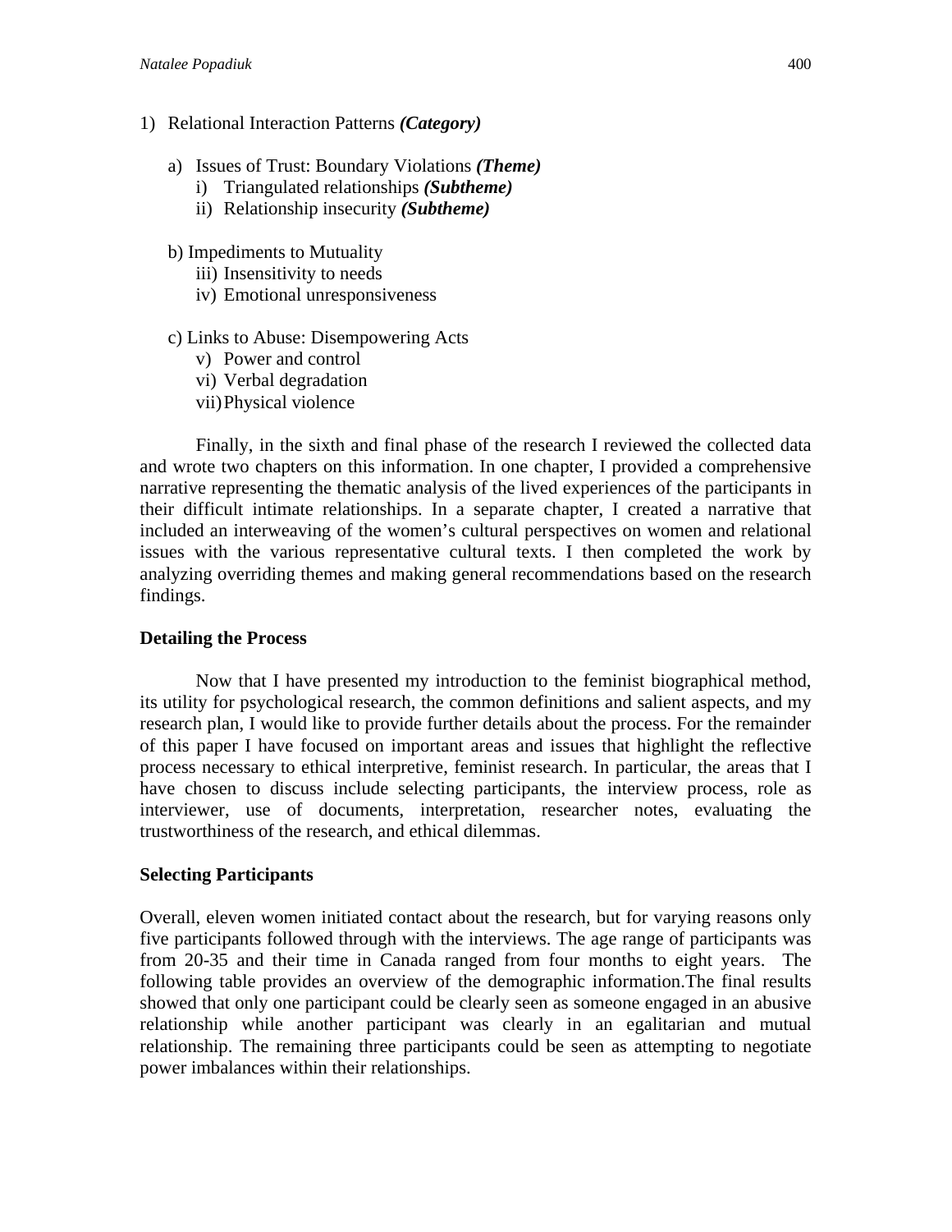1) Relational Interaction Patterns ***(Category)***

    a) Issues of Trust: Boundary Violations ***(Theme)***
        i) Triangulated relationships ***(Subtheme)***
        ii) Relationship insecurity ***(Subtheme)***

    b) Impediments to Mutuality
        iii) Insensitivity to needs
        iv) Emotional unresponsiveness

    c) Links to Abuse: Disempowering Acts
        v) Power and control
        vi) Verbal degradation
        vii) Physical violence

Finally, in the sixth and final phase of the research I reviewed the collected data and wrote two chapters on this information. In one chapter, I provided a comprehensive narrative representing the thematic analysis of the lived experiences of the participants in their difficult intimate relationships. In a separate chapter, I created a narrative that included an interweaving of the women's cultural perspectives on women and relational issues with the various representative cultural texts. I then completed the work by analyzing overriding themes and making general recommendations based on the research findings.

**Detailing the Process**

Now that I have presented my introduction to the feminist biographical method, its utility for psychological research, the common definitions and salient aspects, and my research plan, I would like to provide further details about the process. For the remainder of this paper I have focused on important areas and issues that highlight the reflective process necessary to ethical interpretive, feminist research. In particular, the areas that I have chosen to discuss include selecting participants, the interview process, role as interviewer, use of documents, interpretation, researcher notes, evaluating the trustworthiness of the research, and ethical dilemmas.

**Selecting Participants**

Overall, eleven women initiated contact about the research, but for varying reasons only five participants followed through with the interviews. The age range of participants was from 20-35 and their time in Canada ranged from four months to eight years. The following table provides an overview of the demographic information.The final results showed that only one participant could be clearly seen as someone engaged in an abusive relationship while another participant was clearly in an egalitarian and mutual relationship. The remaining three participants could be seen as attempting to negotiate power imbalances within their relationships.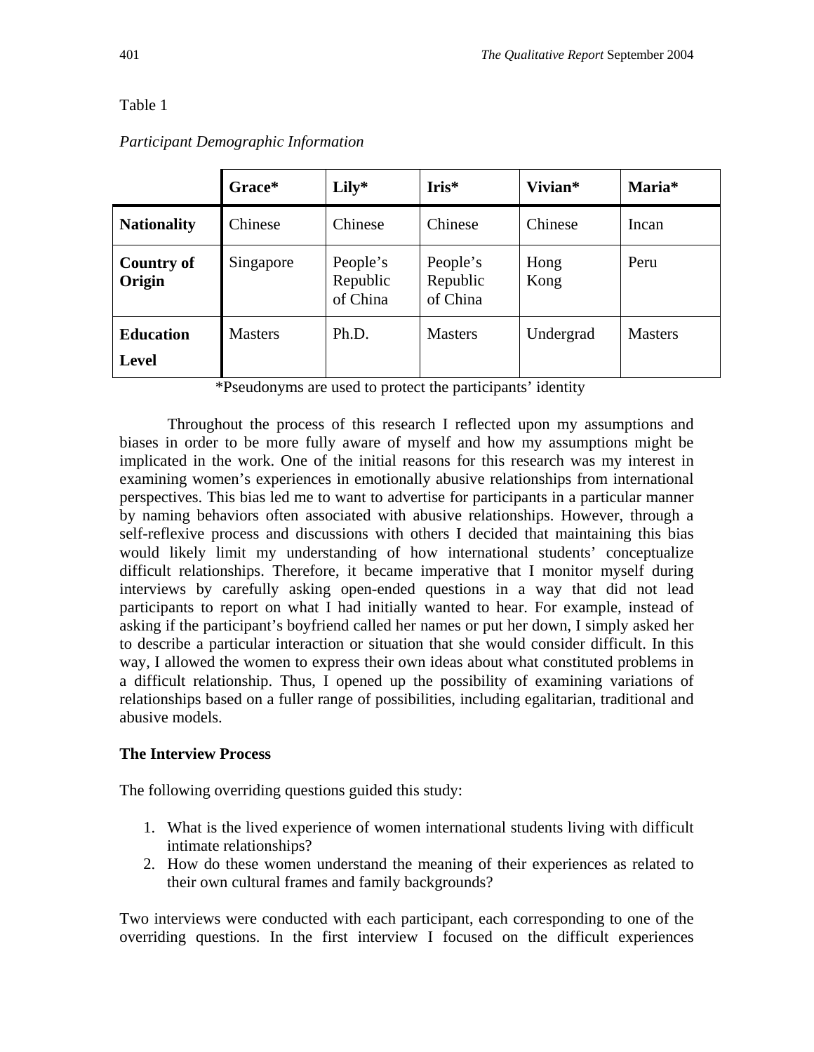Table 1

*Participant Demographic Information*

| | **Grace*** | **Lily*** | **Iris*** | **Vivian*** | **Maria*** |
|---|---|---|---|---|---|
| **Nationality** | Chinese | Chinese | Chinese | Chinese | Incan |
| **Country of Origin** | Singapore | People's Republic of China | People's Republic of China | Hong Kong | Peru |
| **Education Level** | Masters | Ph.D. | Masters | Undergrad | Masters |

*Pseudonyms are used to protect the participants' identity

Throughout the process of this research I reflected upon my assumptions and biases in order to be more fully aware of myself and how my assumptions might be implicated in the work. One of the initial reasons for this research was my interest in examining women's experiences in emotionally abusive relationships from international perspectives. This bias led me to want to advertise for participants in a particular manner by naming behaviors often associated with abusive relationships. However, through a self-reflexive process and discussions with others I decided that maintaining this bias would likely limit my understanding of how international students' conceptualize difficult relationships. Therefore, it became imperative that I monitor myself during interviews by carefully asking open-ended questions in a way that did not lead participants to report on what I had initially wanted to hear. For example, instead of asking if the participant's boyfriend called her names or put her down, I simply asked her to describe a particular interaction or situation that she would consider difficult. In this way, I allowed the women to express their own ideas about what constituted problems in a difficult relationship. Thus, I opened up the possibility of examining variations of relationships based on a fuller range of possibilities, including egalitarian, traditional and abusive models.

### The Interview Process

The following overriding questions guided this study:

1. What is the lived experience of women international students living with difficult intimate relationships?
2. How do these women understand the meaning of their experiences as related to their own cultural frames and family backgrounds?

Two interviews were conducted with each participant, each corresponding to one of the overriding questions. In the first interview I focused on the difficult experiences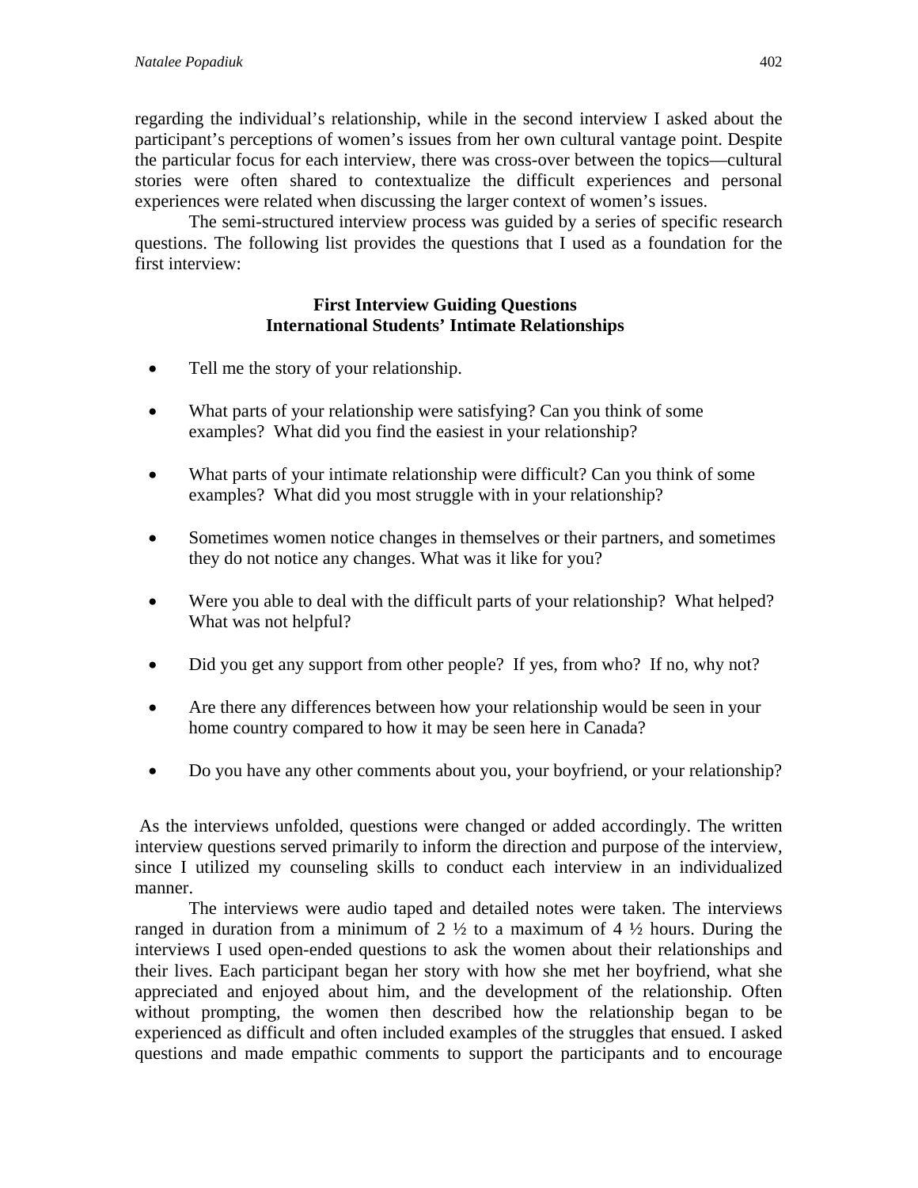regarding the individual's relationship, while in the second interview I asked about the participant's perceptions of women's issues from her own cultural vantage point. Despite the particular focus for each interview, there was cross-over between the topics—cultural stories were often shared to contextualize the difficult experiences and personal experiences were related when discussing the larger context of women's issues.

The semi-structured interview process was guided by a series of specific research questions. The following list provides the questions that I used as a foundation for the first interview:

**First Interview Guiding Questions**
**International Students' Intimate Relationships**

- Tell me the story of your relationship.
- What parts of your relationship were satisfying? Can you think of some examples? What did you find the easiest in your relationship?
- What parts of your intimate relationship were difficult? Can you think of some examples? What did you most struggle with in your relationship?
- Sometimes women notice changes in themselves or their partners, and sometimes they do not notice any changes. What was it like for you?
- Were you able to deal with the difficult parts of your relationship? What helped? What was not helpful?
- Did you get any support from other people? If yes, from who? If no, why not?
- Are there any differences between how your relationship would be seen in your home country compared to how it may be seen here in Canada?
- Do you have any other comments about you, your boyfriend, or your relationship?

As the interviews unfolded, questions were changed or added accordingly. The written interview questions served primarily to inform the direction and purpose of the interview, since I utilized my counseling skills to conduct each interview in an individualized manner.

The interviews were audio taped and detailed notes were taken. The interviews ranged in duration from a minimum of 2 ½ to a maximum of 4 ½ hours. During the interviews I used open-ended questions to ask the women about their relationships and their lives. Each participant began her story with how she met her boyfriend, what she appreciated and enjoyed about him, and the development of the relationship. Often without prompting, the women then described how the relationship began to be experienced as difficult and often included examples of the struggles that ensued. I asked questions and made empathic comments to support the participants and to encourage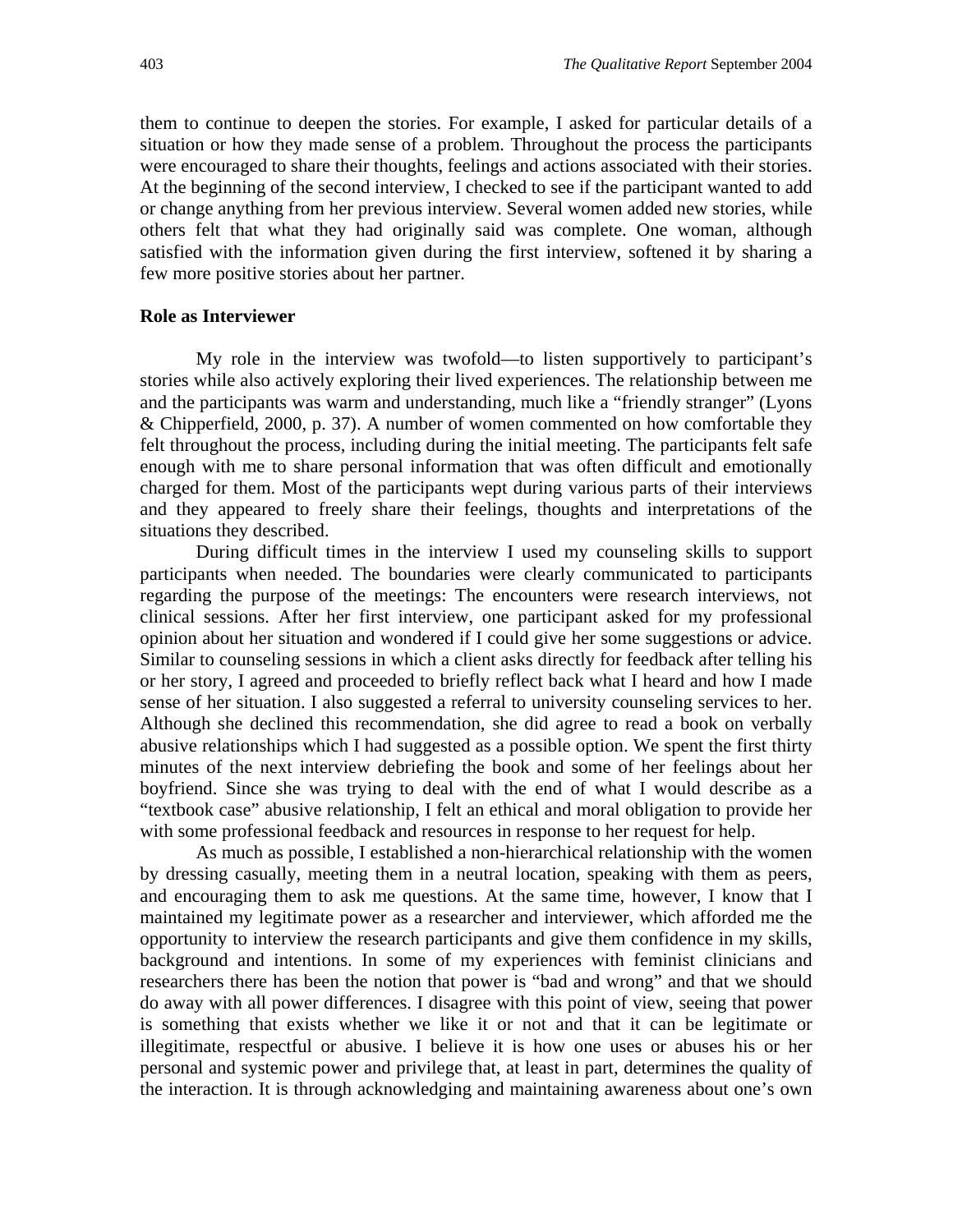them to continue to deepen the stories. For example, I asked for particular details of a situation or how they made sense of a problem. Throughout the process the participants were encouraged to share their thoughts, feelings and actions associated with their stories. At the beginning of the second interview, I checked to see if the participant wanted to add or change anything from her previous interview. Several women added new stories, while others felt that what they had originally said was complete. One woman, although satisfied with the information given during the first interview, softened it by sharing a few more positive stories about her partner.

### Role as Interviewer

My role in the interview was twofold—to listen supportively to participant's stories while also actively exploring their lived experiences. The relationship between me and the participants was warm and understanding, much like a "friendly stranger" (Lyons & Chipperfield, 2000, p. 37). A number of women commented on how comfortable they felt throughout the process, including during the initial meeting. The participants felt safe enough with me to share personal information that was often difficult and emotionally charged for them. Most of the participants wept during various parts of their interviews and they appeared to freely share their feelings, thoughts and interpretations of the situations they described.

During difficult times in the interview I used my counseling skills to support participants when needed. The boundaries were clearly communicated to participants regarding the purpose of the meetings: The encounters were research interviews, not clinical sessions. After her first interview, one participant asked for my professional opinion about her situation and wondered if I could give her some suggestions or advice. Similar to counseling sessions in which a client asks directly for feedback after telling his or her story, I agreed and proceeded to briefly reflect back what I heard and how I made sense of her situation. I also suggested a referral to university counseling services to her. Although she declined this recommendation, she did agree to read a book on verbally abusive relationships which I had suggested as a possible option. We spent the first thirty minutes of the next interview debriefing the book and some of her feelings about her boyfriend. Since she was trying to deal with the end of what I would describe as a "textbook case" abusive relationship, I felt an ethical and moral obligation to provide her with some professional feedback and resources in response to her request for help.

As much as possible, I established a non-hierarchical relationship with the women by dressing casually, meeting them in a neutral location, speaking with them as peers, and encouraging them to ask me questions. At the same time, however, I know that I maintained my legitimate power as a researcher and interviewer, which afforded me the opportunity to interview the research participants and give them confidence in my skills, background and intentions. In some of my experiences with feminist clinicians and researchers there has been the notion that power is "bad and wrong" and that we should do away with all power differences. I disagree with this point of view, seeing that power is something that exists whether we like it or not and that it can be legitimate or illegitimate, respectful or abusive. I believe it is how one uses or abuses his or her personal and systemic power and privilege that, at least in part, determines the quality of the interaction. It is through acknowledging and maintaining awareness about one's own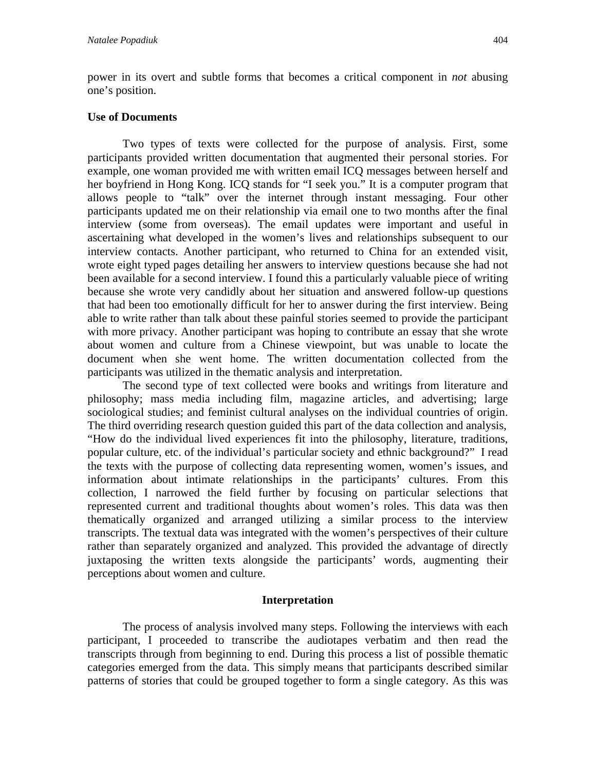power in its overt and subtle forms that becomes a critical component in *not* abusing one's position.

**Use of Documents**

Two types of texts were collected for the purpose of analysis. First, some participants provided written documentation that augmented their personal stories. For example, one woman provided me with written email ICQ messages between herself and her boyfriend in Hong Kong. ICQ stands for "I seek you." It is a computer program that allows people to "talk" over the internet through instant messaging. Four other participants updated me on their relationship via email one to two months after the final interview (some from overseas). The email updates were important and useful in ascertaining what developed in the women's lives and relationships subsequent to our interview contacts. Another participant, who returned to China for an extended visit, wrote eight typed pages detailing her answers to interview questions because she had not been available for a second interview. I found this a particularly valuable piece of writing because she wrote very candidly about her situation and answered follow-up questions that had been too emotionally difficult for her to answer during the first interview. Being able to write rather than talk about these painful stories seemed to provide the participant with more privacy. Another participant was hoping to contribute an essay that she wrote about women and culture from a Chinese viewpoint, but was unable to locate the document when she went home. The written documentation collected from the participants was utilized in the thematic analysis and interpretation.

The second type of text collected were books and writings from literature and philosophy; mass media including film, magazine articles, and advertising; large sociological studies; and feminist cultural analyses on the individual countries of origin. The third overriding research question guided this part of the data collection and analysis, "How do the individual lived experiences fit into the philosophy, literature, traditions, popular culture, etc. of the individual's particular society and ethnic background?" I read the texts with the purpose of collecting data representing women, women's issues, and information about intimate relationships in the participants' cultures. From this collection, I narrowed the field further by focusing on particular selections that represented current and traditional thoughts about women's roles. This data was then thematically organized and arranged utilizing a similar process to the interview transcripts. The textual data was integrated with the women's perspectives of their culture rather than separately organized and analyzed. This provided the advantage of directly juxtaposing the written texts alongside the participants' words, augmenting their perceptions about women and culture.

## Interpretation

The process of analysis involved many steps. Following the interviews with each participant, I proceeded to transcribe the audiotapes verbatim and then read the transcripts through from beginning to end. During this process a list of possible thematic categories emerged from the data. This simply means that participants described similar patterns of stories that could be grouped together to form a single category. As this was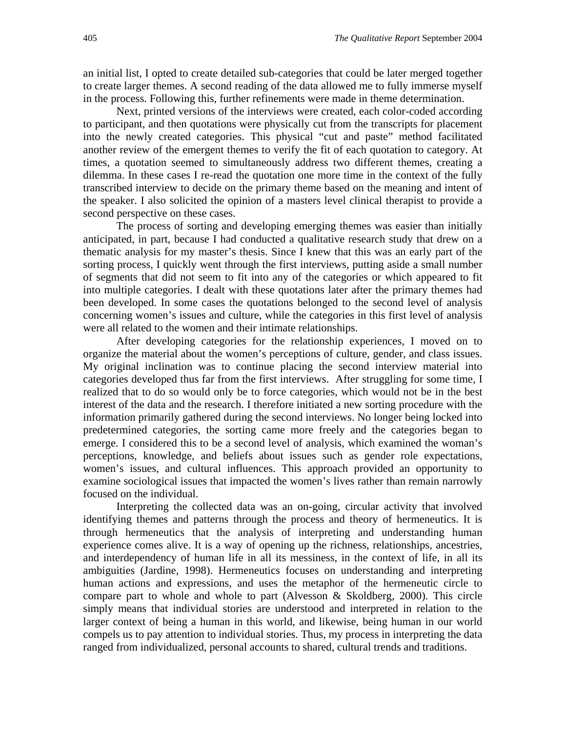an initial list, I opted to create detailed sub-categories that could be later merged together to create larger themes. A second reading of the data allowed me to fully immerse myself in the process. Following this, further refinements were made in theme determination.

Next, printed versions of the interviews were created, each color-coded according to participant, and then quotations were physically cut from the transcripts for placement into the newly created categories. This physical "cut and paste" method facilitated another review of the emergent themes to verify the fit of each quotation to category. At times, a quotation seemed to simultaneously address two different themes, creating a dilemma. In these cases I re-read the quotation one more time in the context of the fully transcribed interview to decide on the primary theme based on the meaning and intent of the speaker. I also solicited the opinion of a masters level clinical therapist to provide a second perspective on these cases.

The process of sorting and developing emerging themes was easier than initially anticipated, in part, because I had conducted a qualitative research study that drew on a thematic analysis for my master's thesis. Since I knew that this was an early part of the sorting process, I quickly went through the first interviews, putting aside a small number of segments that did not seem to fit into any of the categories or which appeared to fit into multiple categories. I dealt with these quotations later after the primary themes had been developed. In some cases the quotations belonged to the second level of analysis concerning women's issues and culture, while the categories in this first level of analysis were all related to the women and their intimate relationships.

After developing categories for the relationship experiences, I moved on to organize the material about the women's perceptions of culture, gender, and class issues. My original inclination was to continue placing the second interview material into categories developed thus far from the first interviews. After struggling for some time, I realized that to do so would only be to force categories, which would not be in the best interest of the data and the research. I therefore initiated a new sorting procedure with the information primarily gathered during the second interviews. No longer being locked into predetermined categories, the sorting came more freely and the categories began to emerge. I considered this to be a second level of analysis, which examined the woman's perceptions, knowledge, and beliefs about issues such as gender role expectations, women's issues, and cultural influences. This approach provided an opportunity to examine sociological issues that impacted the women's lives rather than remain narrowly focused on the individual.

Interpreting the collected data was an on-going, circular activity that involved identifying themes and patterns through the process and theory of hermeneutics. It is through hermeneutics that the analysis of interpreting and understanding human experience comes alive. It is a way of opening up the richness, relationships, ancestries, and interdependency of human life in all its messiness, in the context of life, in all its ambiguities (Jardine, 1998). Hermeneutics focuses on understanding and interpreting human actions and expressions, and uses the metaphor of the hermeneutic circle to compare part to whole and whole to part (Alvesson & Skoldberg, 2000). This circle simply means that individual stories are understood and interpreted in relation to the larger context of being a human in this world, and likewise, being human in our world compels us to pay attention to individual stories. Thus, my process in interpreting the data ranged from individualized, personal accounts to shared, cultural trends and traditions.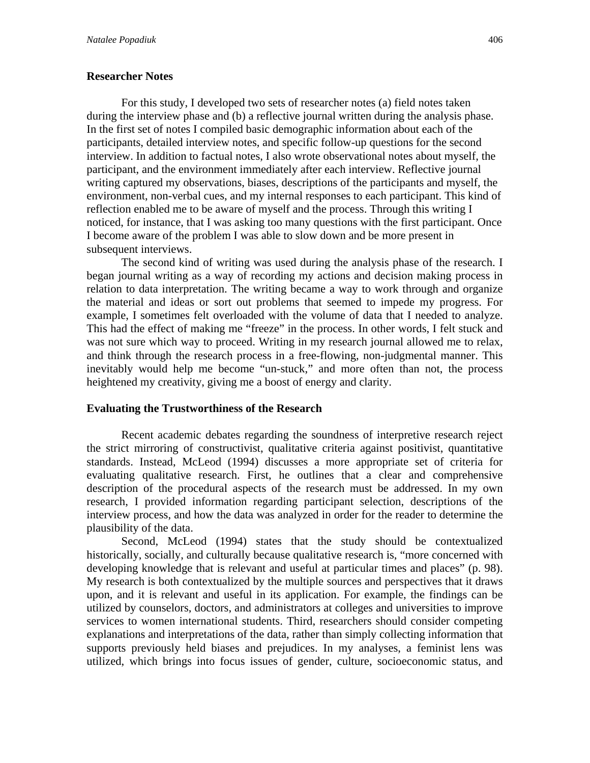### Researcher Notes

For this study, I developed two sets of researcher notes (a) field notes taken during the interview phase and (b) a reflective journal written during the analysis phase. In the first set of notes I compiled basic demographic information about each of the participants, detailed interview notes, and specific follow-up questions for the second interview. In addition to factual notes, I also wrote observational notes about myself, the participant, and the environment immediately after each interview. Reflective journal writing captured my observations, biases, descriptions of the participants and myself, the environment, non-verbal cues, and my internal responses to each participant. This kind of reflection enabled me to be aware of myself and the process. Through this writing I noticed, for instance, that I was asking too many questions with the first participant. Once I become aware of the problem I was able to slow down and be more present in subsequent interviews.

The second kind of writing was used during the analysis phase of the research. I began journal writing as a way of recording my actions and decision making process in relation to data interpretation. The writing became a way to work through and organize the material and ideas or sort out problems that seemed to impede my progress. For example, I sometimes felt overloaded with the volume of data that I needed to analyze. This had the effect of making me "freeze" in the process. In other words, I felt stuck and was not sure which way to proceed. Writing in my research journal allowed me to relax, and think through the research process in a free-flowing, non-judgmental manner. This inevitably would help me become "un-stuck," and more often than not, the process heightened my creativity, giving me a boost of energy and clarity.

### Evaluating the Trustworthiness of the Research

Recent academic debates regarding the soundness of interpretive research reject the strict mirroring of constructivist, qualitative criteria against positivist, quantitative standards. Instead, McLeod (1994) discusses a more appropriate set of criteria for evaluating qualitative research. First, he outlines that a clear and comprehensive description of the procedural aspects of the research must be addressed. In my own research, I provided information regarding participant selection, descriptions of the interview process, and how the data was analyzed in order for the reader to determine the plausibility of the data.

Second, McLeod (1994) states that the study should be contextualized historically, socially, and culturally because qualitative research is, "more concerned with developing knowledge that is relevant and useful at particular times and places" (p. 98). My research is both contextualized by the multiple sources and perspectives that it draws upon, and it is relevant and useful in its application. For example, the findings can be utilized by counselors, doctors, and administrators at colleges and universities to improve services to women international students. Third, researchers should consider competing explanations and interpretations of the data, rather than simply collecting information that supports previously held biases and prejudices. In my analyses, a feminist lens was utilized, which brings into focus issues of gender, culture, socioeconomic status, and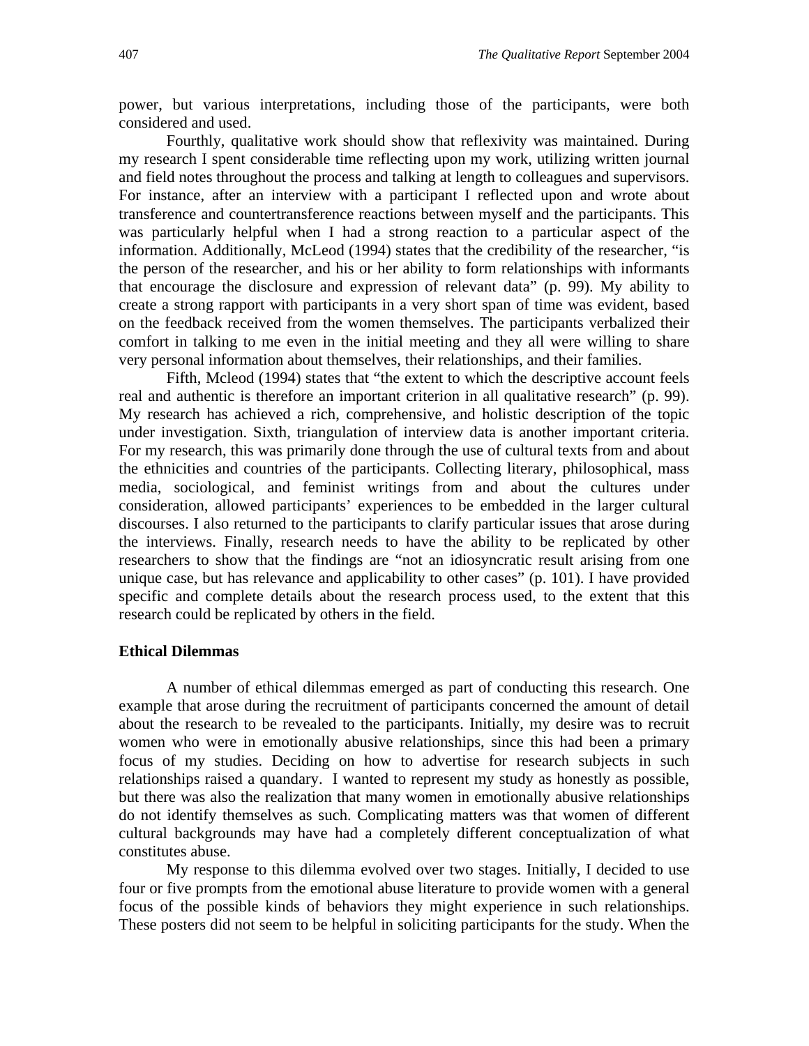power, but various interpretations, including those of the participants, were both considered and used.

Fourthly, qualitative work should show that reflexivity was maintained. During my research I spent considerable time reflecting upon my work, utilizing written journal and field notes throughout the process and talking at length to colleagues and supervisors. For instance, after an interview with a participant I reflected upon and wrote about transference and countertransference reactions between myself and the participants. This was particularly helpful when I had a strong reaction to a particular aspect of the information. Additionally, McLeod (1994) states that the credibility of the researcher, "is the person of the researcher, and his or her ability to form relationships with informants that encourage the disclosure and expression of relevant data" (p. 99). My ability to create a strong rapport with participants in a very short span of time was evident, based on the feedback received from the women themselves. The participants verbalized their comfort in talking to me even in the initial meeting and they all were willing to share very personal information about themselves, their relationships, and their families.

Fifth, Mcleod (1994) states that "the extent to which the descriptive account feels real and authentic is therefore an important criterion in all qualitative research" (p. 99). My research has achieved a rich, comprehensive, and holistic description of the topic under investigation. Sixth, triangulation of interview data is another important criteria. For my research, this was primarily done through the use of cultural texts from and about the ethnicities and countries of the participants. Collecting literary, philosophical, mass media, sociological, and feminist writings from and about the cultures under consideration, allowed participants' experiences to be embedded in the larger cultural discourses. I also returned to the participants to clarify particular issues that arose during the interviews. Finally, research needs to have the ability to be replicated by other researchers to show that the findings are "not an idiosyncratic result arising from one unique case, but has relevance and applicability to other cases" (p. 101). I have provided specific and complete details about the research process used, to the extent that this research could be replicated by others in the field.

### Ethical Dilemmas

A number of ethical dilemmas emerged as part of conducting this research. One example that arose during the recruitment of participants concerned the amount of detail about the research to be revealed to the participants. Initially, my desire was to recruit women who were in emotionally abusive relationships, since this had been a primary focus of my studies. Deciding on how to advertise for research subjects in such relationships raised a quandary. I wanted to represent my study as honestly as possible, but there was also the realization that many women in emotionally abusive relationships do not identify themselves as such. Complicating matters was that women of different cultural backgrounds may have had a completely different conceptualization of what constitutes abuse.

My response to this dilemma evolved over two stages. Initially, I decided to use four or five prompts from the emotional abuse literature to provide women with a general focus of the possible kinds of behaviors they might experience in such relationships. These posters did not seem to be helpful in soliciting participants for the study. When the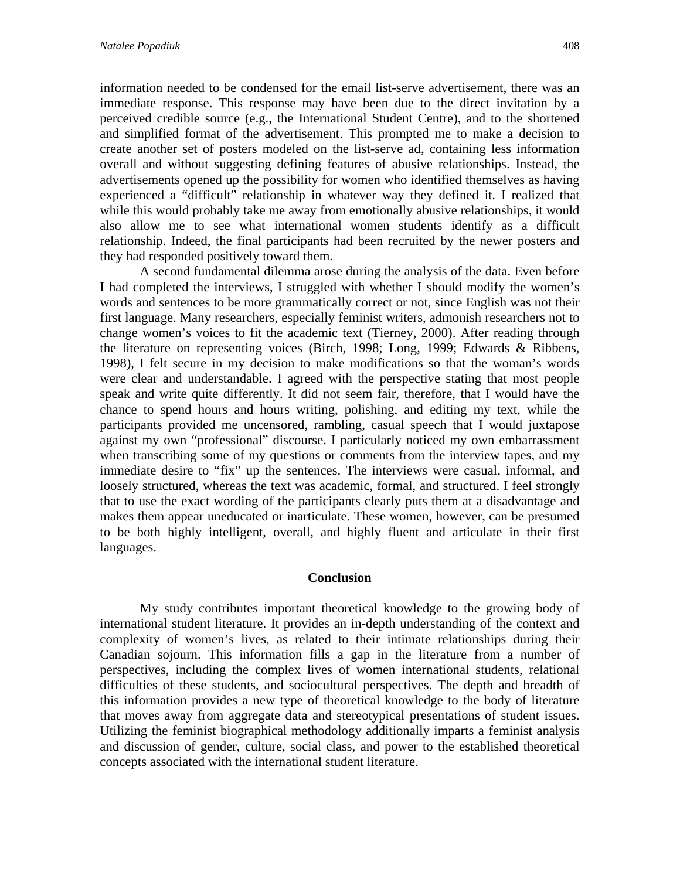information needed to be condensed for the email list-serve advertisement, there was an immediate response. This response may have been due to the direct invitation by a perceived credible source (e.g., the International Student Centre), and to the shortened and simplified format of the advertisement. This prompted me to make a decision to create another set of posters modeled on the list-serve ad, containing less information overall and without suggesting defining features of abusive relationships. Instead, the advertisements opened up the possibility for women who identified themselves as having experienced a "difficult" relationship in whatever way they defined it. I realized that while this would probably take me away from emotionally abusive relationships, it would also allow me to see what international women students identify as a difficult relationship. Indeed, the final participants had been recruited by the newer posters and they had responded positively toward them.

A second fundamental dilemma arose during the analysis of the data. Even before I had completed the interviews, I struggled with whether I should modify the women's words and sentences to be more grammatically correct or not, since English was not their first language. Many researchers, especially feminist writers, admonish researchers not to change women's voices to fit the academic text (Tierney, 2000). After reading through the literature on representing voices (Birch, 1998; Long, 1999; Edwards & Ribbens, 1998), I felt secure in my decision to make modifications so that the woman's words were clear and understandable. I agreed with the perspective stating that most people speak and write quite differently. It did not seem fair, therefore, that I would have the chance to spend hours and hours writing, polishing, and editing my text, while the participants provided me uncensored, rambling, casual speech that I would juxtapose against my own "professional" discourse. I particularly noticed my own embarrassment when transcribing some of my questions or comments from the interview tapes, and my immediate desire to "fix" up the sentences. The interviews were casual, informal, and loosely structured, whereas the text was academic, formal, and structured. I feel strongly that to use the exact wording of the participants clearly puts them at a disadvantage and makes them appear uneducated or inarticulate. These women, however, can be presumed to be both highly intelligent, overall, and highly fluent and articulate in their first languages.

## Conclusion

My study contributes important theoretical knowledge to the growing body of international student literature. It provides an in-depth understanding of the context and complexity of women's lives, as related to their intimate relationships during their Canadian sojourn. This information fills a gap in the literature from a number of perspectives, including the complex lives of women international students, relational difficulties of these students, and sociocultural perspectives. The depth and breadth of this information provides a new type of theoretical knowledge to the body of literature that moves away from aggregate data and stereotypical presentations of student issues. Utilizing the feminist biographical methodology additionally imparts a feminist analysis and discussion of gender, culture, social class, and power to the established theoretical concepts associated with the international student literature.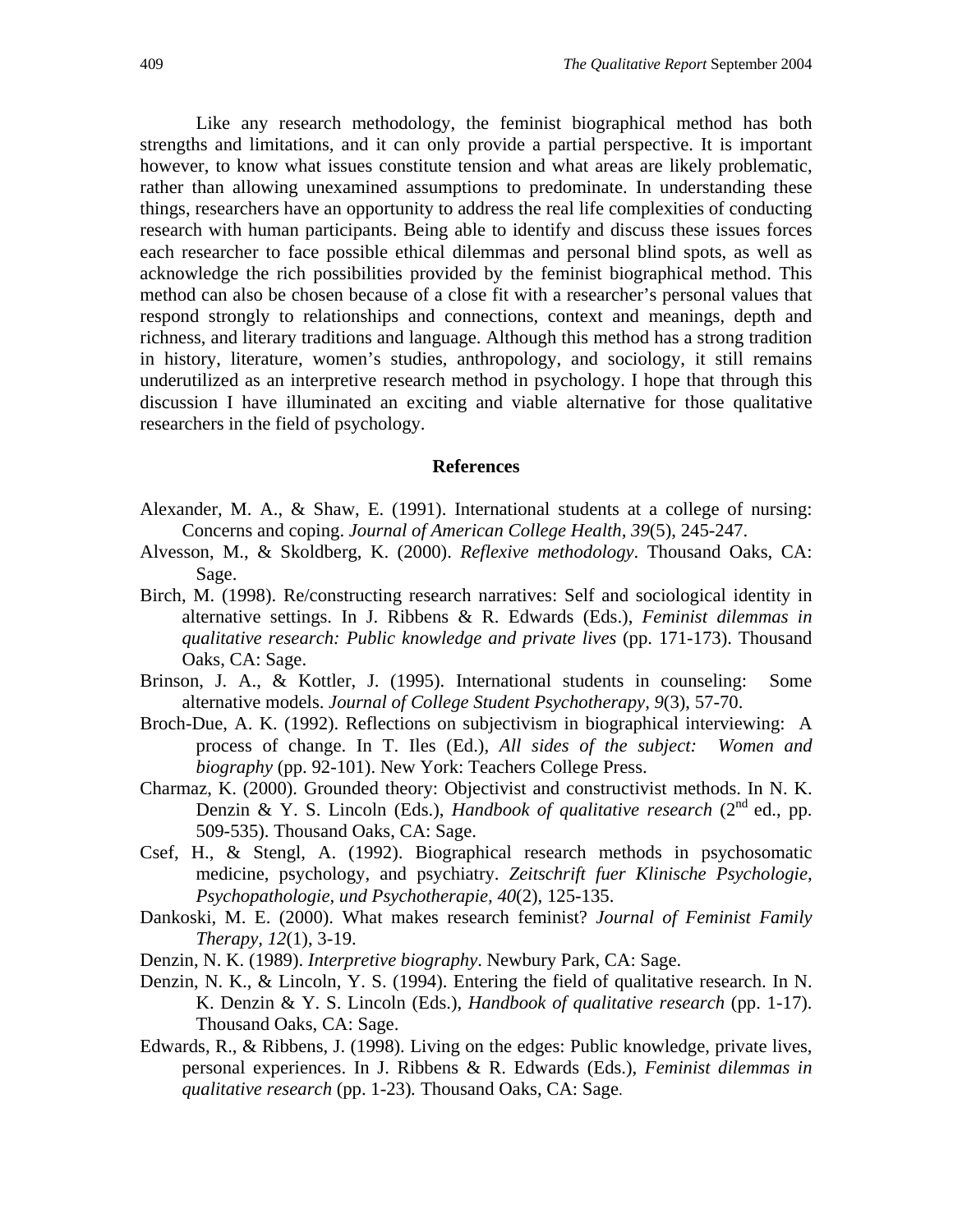Like any research methodology, the feminist biographical method has both strengths and limitations, and it can only provide a partial perspective. It is important however, to know what issues constitute tension and what areas are likely problematic, rather than allowing unexamined assumptions to predominate. In understanding these things, researchers have an opportunity to address the real life complexities of conducting research with human participants. Being able to identify and discuss these issues forces each researcher to face possible ethical dilemmas and personal blind spots, as well as acknowledge the rich possibilities provided by the feminist biographical method. This method can also be chosen because of a close fit with a researcher's personal values that respond strongly to relationships and connections, context and meanings, depth and richness, and literary traditions and language. Although this method has a strong tradition in history, literature, women's studies, anthropology, and sociology, it still remains underutilized as an interpretive research method in psychology. I hope that through this discussion I have illuminated an exciting and viable alternative for those qualitative researchers in the field of psychology.

## References

Alexander, M. A., & Shaw, E. (1991). International students at a college of nursing: Concerns and coping. *Journal of American College Health, 39*(5), 245-247.

Alvesson, M., & Skoldberg, K. (2000). *Reflexive methodology*. Thousand Oaks, CA: Sage.

Birch, M. (1998). Re/constructing research narratives: Self and sociological identity in alternative settings. In J. Ribbens & R. Edwards (Eds.), *Feminist dilemmas in qualitative research: Public knowledge and private lives* (pp. 171-173). Thousand Oaks, CA: Sage.

Brinson, J. A., & Kottler, J. (1995). International students in counseling: Some alternative models. *Journal of College Student Psychotherapy, 9*(3), 57-70.

Broch-Due, A. K. (1992). Reflections on subjectivism in biographical interviewing: A process of change. In T. Iles (Ed.), *All sides of the subject: Women and biography* (pp. 92-101). New York: Teachers College Press.

Charmaz, K. (2000). Grounded theory: Objectivist and constructivist methods. In N. K. Denzin & Y. S. Lincoln (Eds.), *Handbook of qualitative research* (2nd ed., pp. 509-535). Thousand Oaks, CA: Sage.

Csef, H., & Stengl, A. (1992). Biographical research methods in psychosomatic medicine, psychology, and psychiatry. *Zeitschrift fuer Klinische Psychologie, Psychopathologie, und Psychotherapie, 40*(2), 125-135.

Dankoski, M. E. (2000). What makes research feminist? *Journal of Feminist Family Therapy, 12*(1), 3-19.

Denzin, N. K. (1989). *Interpretive biography*. Newbury Park, CA: Sage.

Denzin, N. K., & Lincoln, Y. S. (1994). Entering the field of qualitative research. In N. K. Denzin & Y. S. Lincoln (Eds.), *Handbook of qualitative research* (pp. 1-17). Thousand Oaks, CA: Sage.

Edwards, R., & Ribbens, J. (1998). Living on the edges: Public knowledge, private lives, personal experiences. In J. Ribbens & R. Edwards (Eds.), *Feminist dilemmas in qualitative research* (pp. 1-23). Thousand Oaks, CA: Sage.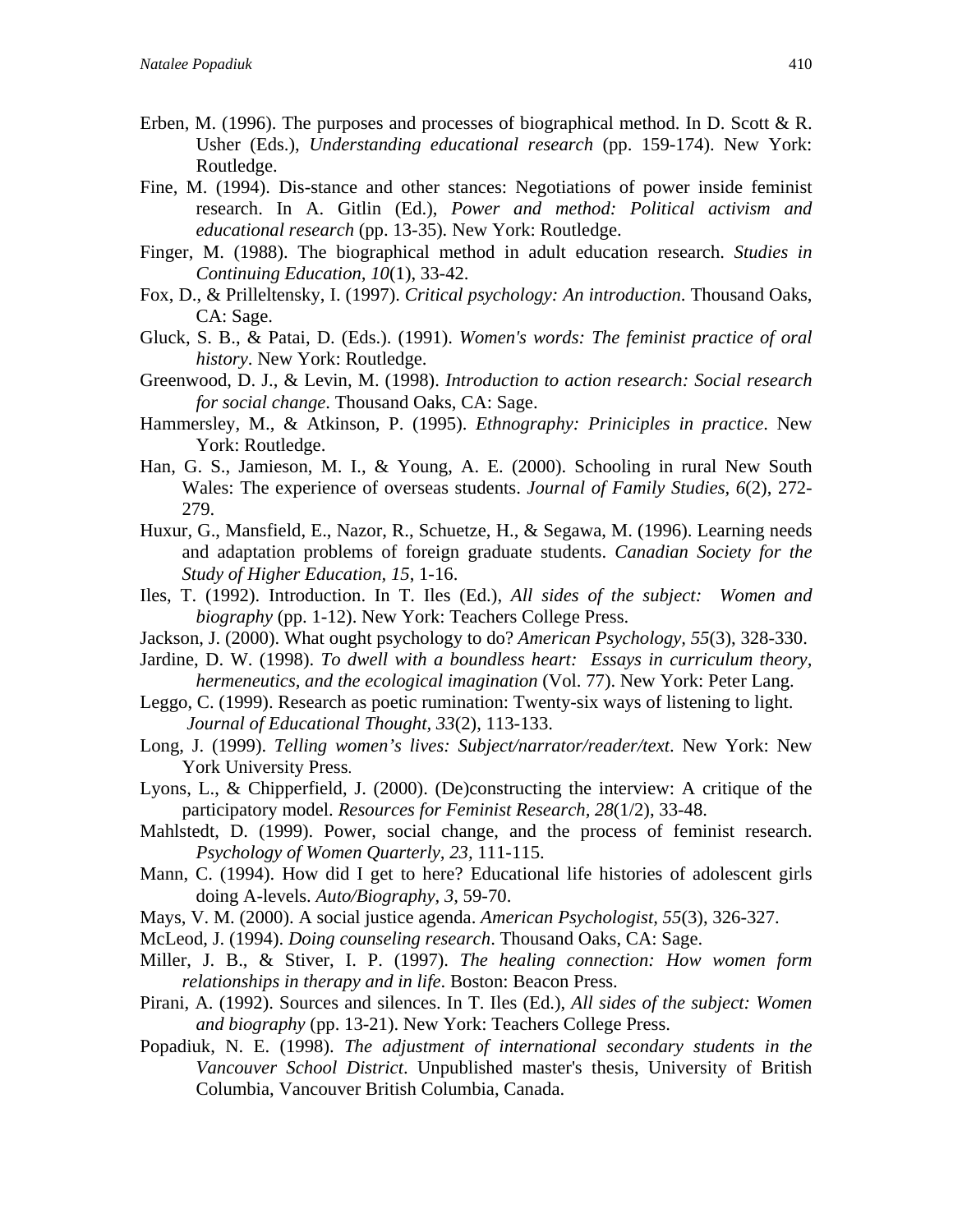Erben, M. (1996). The purposes and processes of biographical method. In D. Scott & R. Usher (Eds.), *Understanding educational research* (pp. 159-174). New York: Routledge.

Fine, M. (1994). Dis-stance and other stances: Negotiations of power inside feminist research. In A. Gitlin (Ed.), *Power and method: Political activism and educational research* (pp. 13-35). New York: Routledge.

Finger, M. (1988). The biographical method in adult education research. *Studies in Continuing Education, 10*(1), 33-42.

Fox, D., & Prilleltensky, I. (1997). *Critical psychology: An introduction*. Thousand Oaks, CA: Sage.

Gluck, S. B., & Patai, D. (Eds.). (1991). *Women's words: The feminist practice of oral history*. New York: Routledge.

Greenwood, D. J., & Levin, M. (1998). *Introduction to action research: Social research for social change*. Thousand Oaks, CA: Sage.

Hammersley, M., & Atkinson, P. (1995). *Ethnography: Priniciples in practice*. New York: Routledge.

Han, G. S., Jamieson, M. I., & Young, A. E. (2000). Schooling in rural New South Wales: The experience of overseas students. *Journal of Family Studies, 6*(2), 272-279.

Huxur, G., Mansfield, E., Nazor, R., Schuetze, H., & Segawa, M. (1996). Learning needs and adaptation problems of foreign graduate students. *Canadian Society for the Study of Higher Education, 15*, 1-16.

Iles, T. (1992). Introduction. In T. Iles (Ed.), *All sides of the subject: Women and biography* (pp. 1-12). New York: Teachers College Press.

Jackson, J. (2000). What ought psychology to do? *American Psychology, 55*(3), 328-330.

Jardine, D. W. (1998). *To dwell with a boundless heart: Essays in curriculum theory, hermeneutics, and the ecological imagination* (Vol. 77). New York: Peter Lang.

Leggo, C. (1999). Research as poetic rumination: Twenty-six ways of listening to light. *Journal of Educational Thought, 33*(2), 113-133.

Long, J. (1999). *Telling women's lives: Subject/narrator/reader/text*. New York: New York University Press.

Lyons, L., & Chipperfield, J. (2000). (De)constructing the interview: A critique of the participatory model. *Resources for Feminist Research, 28*(1/2), 33-48.

Mahlstedt, D. (1999). Power, social change, and the process of feminist research. *Psychology of Women Quarterly, 23*, 111-115.

Mann, C. (1994). How did I get to here? Educational life histories of adolescent girls doing A-levels. *Auto/Biography, 3,* 59-70.

Mays, V. M. (2000). A social justice agenda. *American Psychologist, 55*(3), 326-327.

McLeod, J. (1994). *Doing counseling research*. Thousand Oaks, CA: Sage.

Miller, J. B., & Stiver, I. P. (1997). *The healing connection: How women form relationships in therapy and in life*. Boston: Beacon Press.

Pirani, A. (1992). Sources and silences. In T. Iles (Ed.), *All sides of the subject: Women and biography* (pp. 13-21). New York: Teachers College Press.

Popadiuk, N. E. (1998). *The adjustment of international secondary students in the Vancouver School District*. Unpublished master's thesis, University of British Columbia, Vancouver British Columbia, Canada.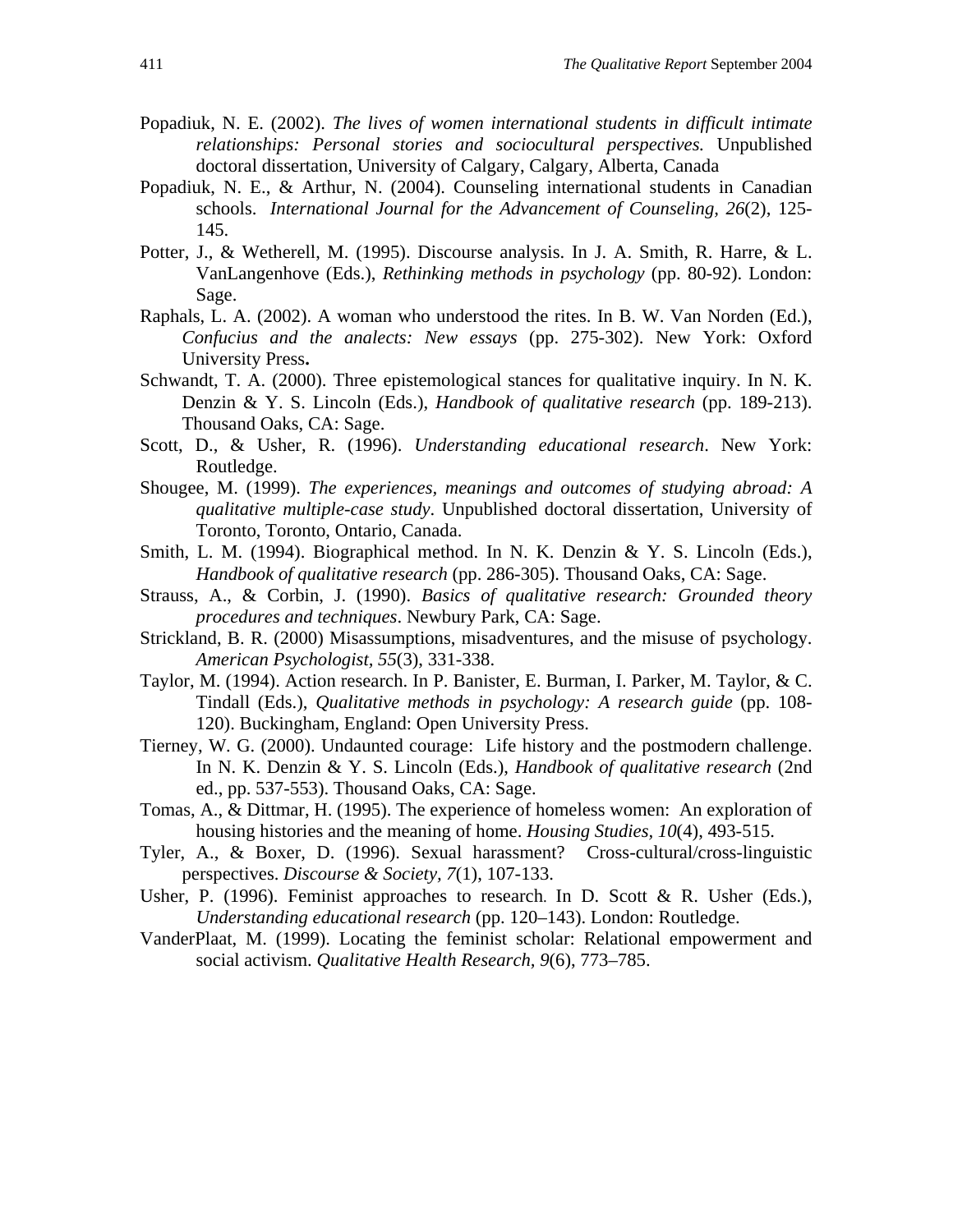Popadiuk, N. E. (2002). *The lives of women international students in difficult intimate relationships: Personal stories and sociocultural perspectives.* Unpublished doctoral dissertation, University of Calgary, Calgary, Alberta, Canada

Popadiuk, N. E., & Arthur, N. (2004). Counseling international students in Canadian schools. *International Journal for the Advancement of Counseling, 26*(2), 125-145.

Potter, J., & Wetherell, M. (1995). Discourse analysis. In J. A. Smith, R. Harre, & L. VanLangenhove (Eds.), *Rethinking methods in psychology* (pp. 80-92). London: Sage.

Raphals, L. A. (2002). A woman who understood the rites. In B. W. Van Norden (Ed.), *Confucius and the analects: New essays* (pp. 275-302). New York: Oxford University Press**.**

Schwandt, T. A. (2000). Three epistemological stances for qualitative inquiry. In N. K. Denzin & Y. S. Lincoln (Eds.), *Handbook of qualitative research* (pp. 189-213). Thousand Oaks, CA: Sage.

Scott, D., & Usher, R. (1996). *Understanding educational research*. New York: Routledge.

Shougee, M. (1999). *The experiences, meanings and outcomes of studying abroad: A qualitative multiple-case study*. Unpublished doctoral dissertation, University of Toronto, Toronto, Ontario, Canada.

Smith, L. M. (1994). Biographical method. In N. K. Denzin & Y. S. Lincoln (Eds.), *Handbook of qualitative research* (pp. 286-305). Thousand Oaks, CA: Sage.

Strauss, A., & Corbin, J. (1990). *Basics of qualitative research: Grounded theory procedures and techniques*. Newbury Park, CA: Sage.

Strickland, B. R. (2000) Misassumptions, misadventures, and the misuse of psychology. *American Psychologist, 55*(3), 331-338.

Taylor, M. (1994). Action research. In P. Banister, E. Burman, I. Parker, M. Taylor, & C. Tindall (Eds.), *Qualitative methods in psychology: A research guide* (pp. 108-120). Buckingham, England: Open University Press.

Tierney, W. G. (2000). Undaunted courage: Life history and the postmodern challenge. In N. K. Denzin & Y. S. Lincoln (Eds.), *Handbook of qualitative research* (2nd ed., pp. 537-553). Thousand Oaks, CA: Sage.

Tomas, A., & Dittmar, H. (1995). The experience of homeless women: An exploration of housing histories and the meaning of home. *Housing Studies, 10*(4), 493-515.

Tyler, A., & Boxer, D. (1996). Sexual harassment? Cross-cultural/cross-linguistic perspectives. *Discourse & Society, 7*(1), 107-133.

Usher, P. (1996). Feminist approaches to research. In D. Scott & R. Usher (Eds.), *Understanding educational research* (pp. 120–143). London: Routledge.

VanderPlaat, M. (1999). Locating the feminist scholar: Relational empowerment and social activism. *Qualitative Health Research, 9*(6), 773–785.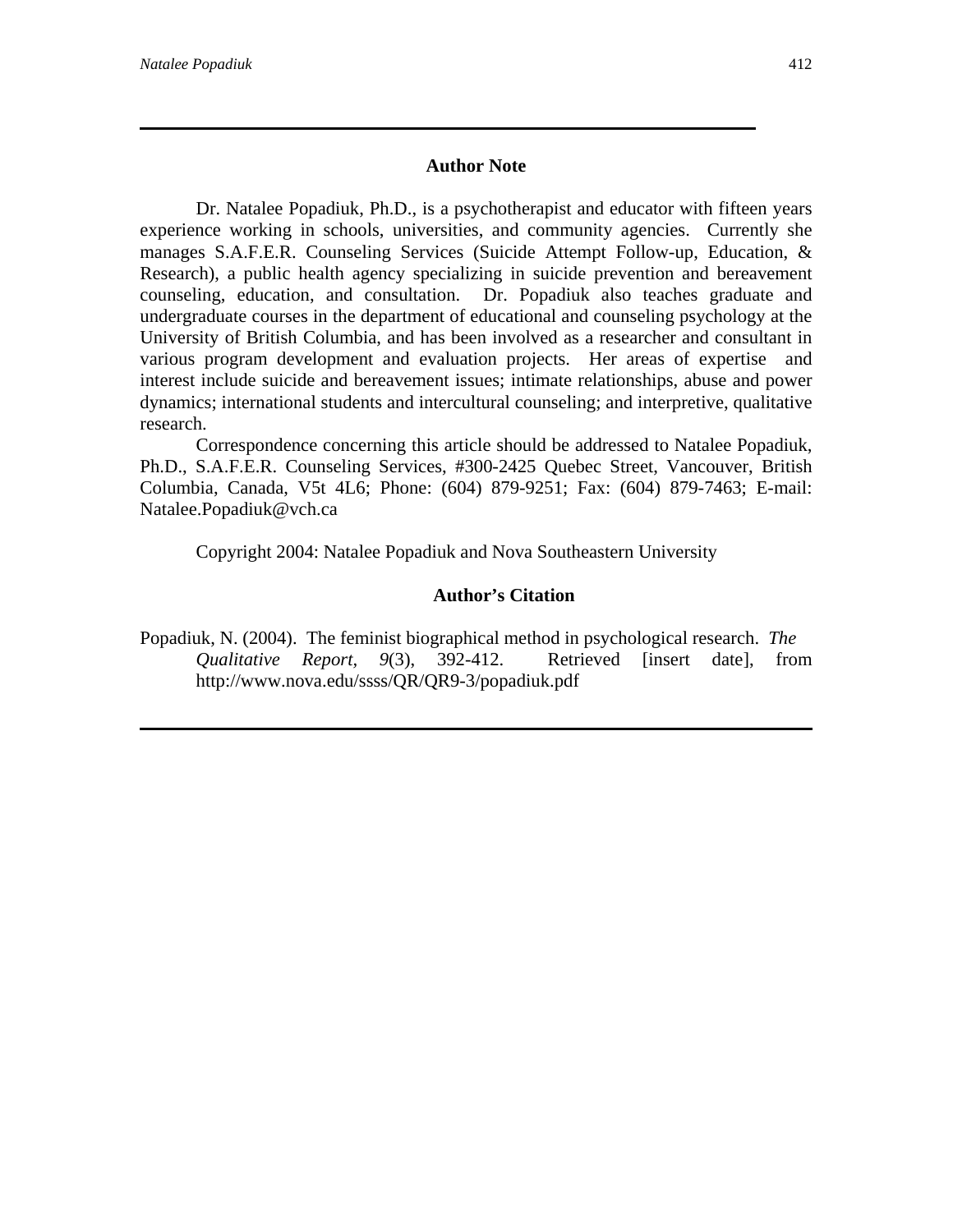## Author Note

Dr. Natalee Popadiuk, Ph.D., is a psychotherapist and educator with fifteen years experience working in schools, universities, and community agencies. Currently she manages S.A.F.E.R. Counseling Services (Suicide Attempt Follow-up, Education, & Research), a public health agency specializing in suicide prevention and bereavement counseling, education, and consultation. Dr. Popadiuk also teaches graduate and undergraduate courses in the department of educational and counseling psychology at the University of British Columbia, and has been involved as a researcher and consultant in various program development and evaluation projects. Her areas of expertise and interest include suicide and bereavement issues; intimate relationships, abuse and power dynamics; international students and intercultural counseling; and interpretive, qualitative research.

Correspondence concerning this article should be addressed to Natalee Popadiuk, Ph.D., S.A.F.E.R. Counseling Services, #300-2425 Quebec Street, Vancouver, British Columbia, Canada, V5t 4L6; Phone: (604) 879-9251; Fax: (604) 879-7463; E-mail: Natalee.Popadiuk@vch.ca

Copyright 2004: Natalee Popadiuk and Nova Southeastern University

## Author's Citation

Popadiuk, N. (2004). The feminist biographical method in psychological research. *The Qualitative Report, 9*(3), 392-412. Retrieved [insert date], from http://www.nova.edu/ssss/QR/QR9-3/popadiuk.pdf